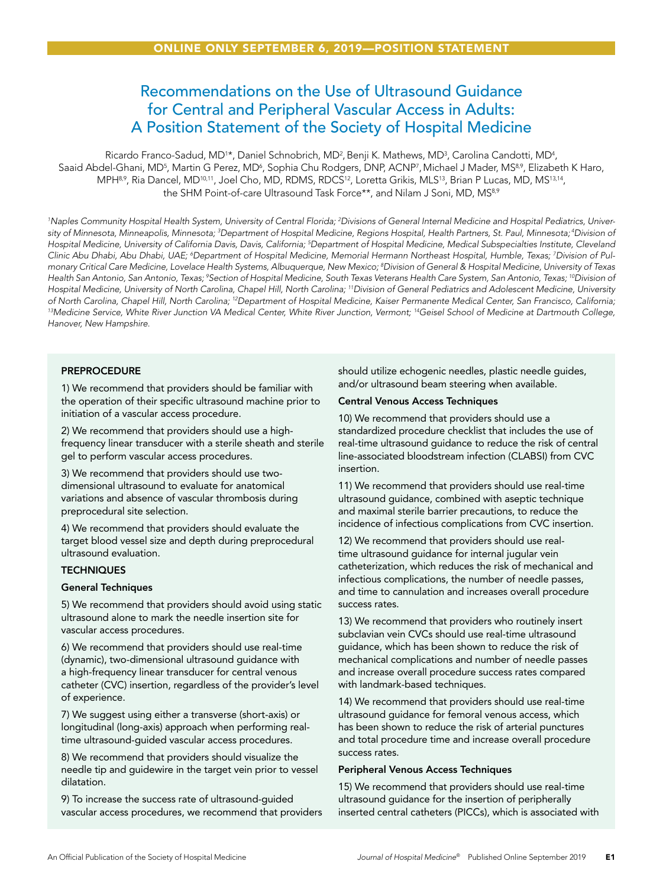ONLINE ONLY SEPTEMBER 6, 2019—POSITION STATEMENT

# Recommendations on the Use of Ultrasound Guidance for Central and Peripheral Vascular Access in Adults: A Position Statement of the Society of Hospital Medicine

Ricardo Franco-Sadud, MD[1*], Daniel Schnobrich, MD[2], Benji K. Mathews, MD[3], Carolina Candotti, MD[4], Saaid Abdel-Ghani, MD[5], Martin G Perez, MD[6], Sophia Chu Rodgers, DNP, ACNP[7], Michael J Mader, MS[8,9], Elizabeth K Haro, MPH[8,9], Ria Dancel, MD[10,11], Joel Cho, MD, RDMS, RDCS[12], Loretta Grikis, MLS[13], Brian P Lucas, MD, MS[13,14], the SHM Point-of-care Ultrasound Task Force**, and Nilam J Soni, MD, MS[8,9]

*[1]Naples Community Hospital Health System, University of Central Florida; [2]Divisions of General Internal Medicine and Hospital Pediatrics, University of Minnesota, Minneapolis, Minnesota; [3]Department of Hospital Medicine, Regions Hospital, Health Partners, St. Paul, Minnesota; [4]Division of Hospital Medicine, University of California Davis, Davis, California; [5]Department of Hospital Medicine, Medical Subspecialties Institute, Cleveland Clinic Abu Dhabi, Abu Dhabi, UAE; [6]Department of Hospital Medicine, Memorial Hermann Northeast Hospital, Humble, Texas; [7]Division of Pulmonary Critical Care Medicine, Lovelace Health Systems, Albuquerque, New Mexico; [8]Division of General & Hospital Medicine, University of Texas Health San Antonio, San Antonio, Texas; [9]Section of Hospital Medicine, South Texas Veterans Health Care System, San Antonio, Texas; [10]Division of Hospital Medicine, University of North Carolina, Chapel Hill, North Carolina; [11]Division of General Pediatrics and Adolescent Medicine, University of North Carolina, Chapel Hill, North Carolina; [12]Department of Hospital Medicine, Kaiser Permanente Medical Center, San Francisco, California; [13]Medicine Service, White River Junction VA Medical Center, White River Junction, Vermont; [14]Geisel School of Medicine at Dartmouth College, Hanover, New Hampshire.*

**PREPROCEDURE**

1) We recommend that providers should be familiar with the operation of their specific ultrasound machine prior to initiation of a vascular access procedure.

2) We recommend that providers should use a high-frequency linear transducer with a sterile sheath and sterile gel to perform vascular access procedures.

3) We recommend that providers should use two-dimensional ultrasound to evaluate for anatomical variations and absence of vascular thrombosis during preprocedural site selection.

4) We recommend that providers should evaluate the target blood vessel size and depth during preprocedural ultrasound evaluation.

**TECHNIQUES**

**General Techniques**

5) We recommend that providers should avoid using static ultrasound alone to mark the needle insertion site for vascular access procedures.

6) We recommend that providers should use real-time (dynamic), two-dimensional ultrasound guidance with a high-frequency linear transducer for central venous catheter (CVC) insertion, regardless of the provider's level of experience.

7) We suggest using either a transverse (short-axis) or longitudinal (long-axis) approach when performing real-time ultrasound-guided vascular access procedures.

8) We recommend that providers should visualize the needle tip and guidewire in the target vein prior to vessel dilatation.

9) To increase the success rate of ultrasound-guided vascular access procedures, we recommend that providers should utilize echogenic needles, plastic needle guides, and/or ultrasound beam steering when available.

**Central Venous Access Techniques**

10) We recommend that providers should use a standardized procedure checklist that includes the use of real-time ultrasound guidance to reduce the risk of central line-associated bloodstream infection (CLABSI) from CVC insertion.

11) We recommend that providers should use real-time ultrasound guidance, combined with aseptic technique and maximal sterile barrier precautions, to reduce the incidence of infectious complications from CVC insertion.

12) We recommend that providers should use real-time ultrasound guidance for internal jugular vein catheterization, which reduces the risk of mechanical and infectious complications, the number of needle passes, and time to cannulation and increases overall procedure success rates.

13) We recommend that providers who routinely insert subclavian vein CVCs should use real-time ultrasound guidance, which has been shown to reduce the risk of mechanical complications and number of needle passes and increase overall procedure success rates compared with landmark-based techniques.

14) We recommend that providers should use real-time ultrasound guidance for femoral venous access, which has been shown to reduce the risk of arterial punctures and total procedure time and increase overall procedure success rates.

**Peripheral Venous Access Techniques**

15) We recommend that providers should use real-time ultrasound guidance for the insertion of peripherally inserted central catheters (PICCs), which is associated with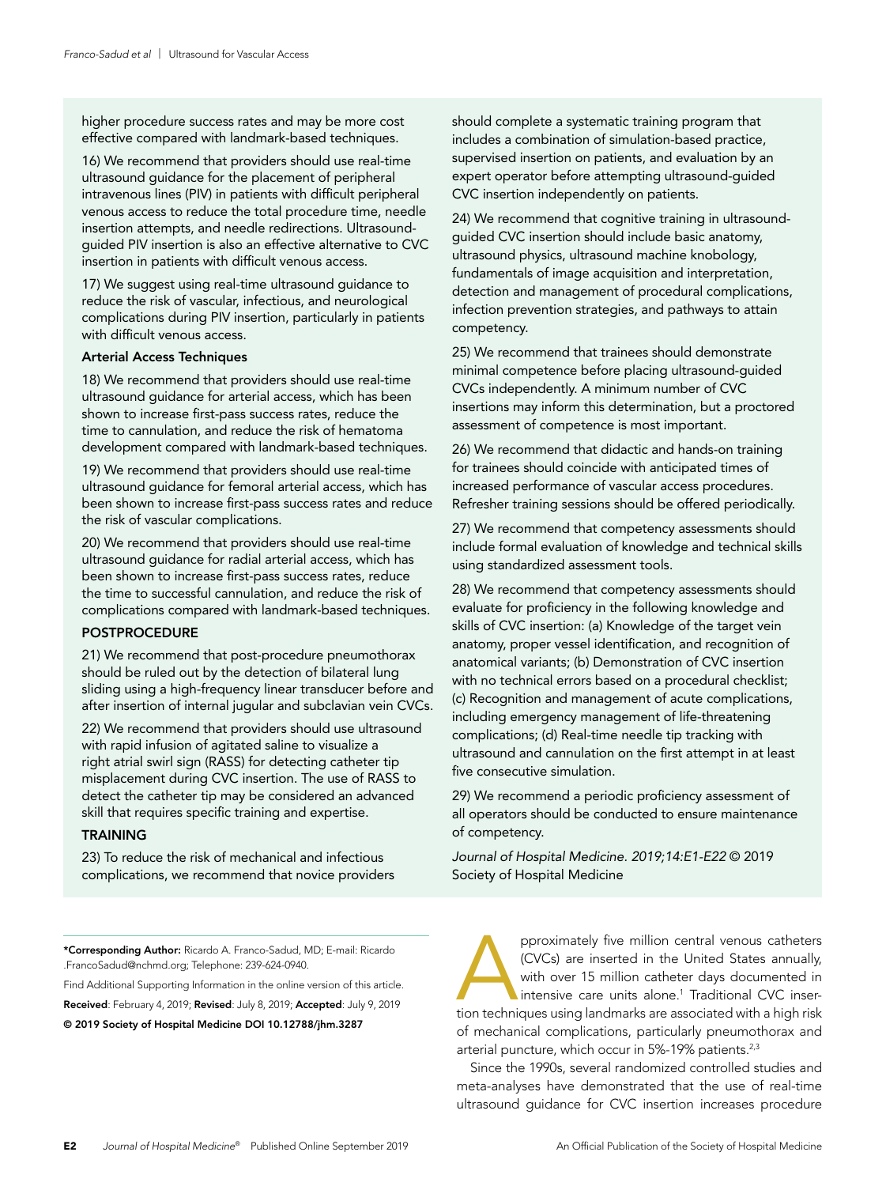higher procedure success rates and may be more cost effective compared with landmark-based techniques.

16) We recommend that providers should use real-time ultrasound guidance for the placement of peripheral intravenous lines (PIV) in patients with difficult peripheral venous access to reduce the total procedure time, needle insertion attempts, and needle redirections. Ultrasound-guided PIV insertion is also an effective alternative to CVC insertion in patients with difficult venous access.

17) We suggest using real-time ultrasound guidance to reduce the risk of vascular, infectious, and neurological complications during PIV insertion, particularly in patients with difficult venous access.

**Arterial Access Techniques**

18) We recommend that providers should use real-time ultrasound guidance for arterial access, which has been shown to increase first-pass success rates, reduce the time to cannulation, and reduce the risk of hematoma development compared with landmark-based techniques.

19) We recommend that providers should use real-time ultrasound guidance for femoral arterial access, which has been shown to increase first-pass success rates and reduce the risk of vascular complications.

20) We recommend that providers should use real-time ultrasound guidance for radial arterial access, which has been shown to increase first-pass success rates, reduce the time to successful cannulation, and reduce the risk of complications compared with landmark-based techniques.

**POSTPROCEDURE**

21) We recommend that post-procedure pneumothorax should be ruled out by the detection of bilateral lung sliding using a high-frequency linear transducer before and after insertion of internal jugular and subclavian vein CVCs.

22) We recommend that providers should use ultrasound with rapid infusion of agitated saline to visualize a right atrial swirl sign (RASS) for detecting catheter tip misplacement during CVC insertion. The use of RASS to detect the catheter tip may be considered an advanced skill that requires specific training and expertise.

**TRAINING**

23) To reduce the risk of mechanical and infectious complications, we recommend that novice providers should complete a systematic training program that includes a combination of simulation-based practice, supervised insertion on patients, and evaluation by an expert operator before attempting ultrasound-guided CVC insertion independently on patients.

24) We recommend that cognitive training in ultrasound-guided CVC insertion should include basic anatomy, ultrasound physics, ultrasound machine knobology, fundamentals of image acquisition and interpretation, detection and management of procedural complications, infection prevention strategies, and pathways to attain competency.

25) We recommend that trainees should demonstrate minimal competence before placing ultrasound-guided CVCs independently. A minimum number of CVC insertions may inform this determination, but a proctored assessment of competence is most important.

26) We recommend that didactic and hands-on training for trainees should coincide with anticipated times of increased performance of vascular access procedures. Refresher training sessions should be offered periodically.

27) We recommend that competency assessments should include formal evaluation of knowledge and technical skills using standardized assessment tools.

28) We recommend that competency assessments should evaluate for proficiency in the following knowledge and skills of CVC insertion: (a) Knowledge of the target vein anatomy, proper vessel identification, and recognition of anatomical variants; (b) Demonstration of CVC insertion with no technical errors based on a procedural checklist; (c) Recognition and management of acute complications, including emergency management of life-threatening complications; (d) Real-time needle tip tracking with ultrasound and cannulation on the first attempt in at least five consecutive simulation.

29) We recommend a periodic proficiency assessment of all operators should be conducted to ensure maintenance of competency.

*Journal of Hospital Medicine. 2019;14:E1-E22* © 2019 Society of Hospital Medicine

**\*Corresponding Author:** Ricardo A. Franco-Sadud, MD; E-mail: Ricardo.FrancoSadud@nchmd.org; Telephone: 239-624-0940.

Find Additional Supporting Information in the online version of this article.

**Received**: February 4, 2019; **Revised**: July 8, 2019; **Accepted**: July 9, 2019

**© 2019 Society of Hospital Medicine DOI 10.12788/jhm.3287**

Approximately five million central venous catheters (CVCs) are inserted in the United States annually, with over 15 million catheter days documented in intensive care units alone.[1] Traditional CVC insertion techniques using landmarks are associated with a high risk of mechanical complications, particularly pneumothorax and arterial puncture, which occur in 5%-19% patients.[2,3]

Since the 1990s, several randomized controlled studies and meta-analyses have demonstrated that the use of real-time ultrasound guidance for CVC insertion increases procedure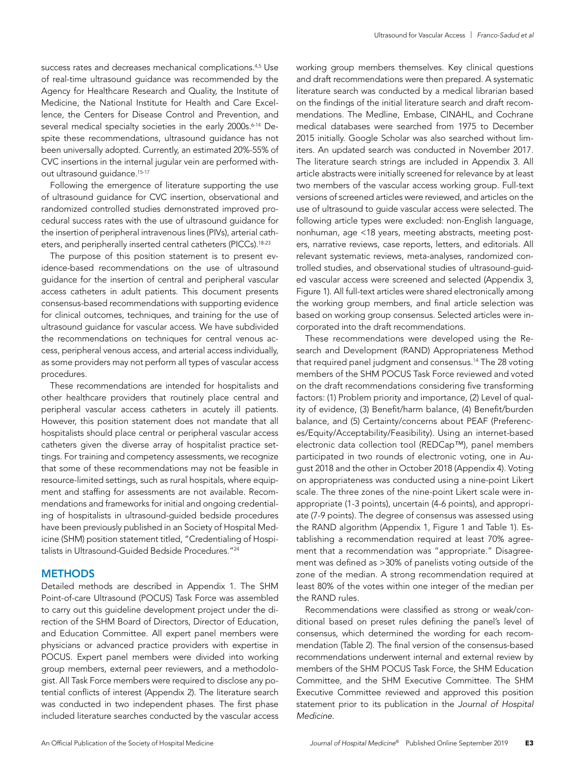success rates and decreases mechanical complications.[4,5] Use of real-time ultrasound guidance was recommended by the Agency for Healthcare Research and Quality, the Institute of Medicine, the National Institute for Health and Care Excellence, the Centers for Disease Control and Prevention, and several medical specialty societies in the early 2000s.[6-14] Despite these recommendations, ultrasound guidance has not been universally adopted. Currently, an estimated 20%-55% of CVC insertions in the internal jugular vein are performed without ultrasound guidance.[15-17]

Following the emergence of literature supporting the use of ultrasound guidance for CVC insertion, observational and randomized controlled studies demonstrated improved procedural success rates with the use of ultrasound guidance for the insertion of peripheral intravenous lines (PIVs), arterial catheters, and peripherally inserted central catheters (PICCs).[18-23]

The purpose of this position statement is to present evidence-based recommendations on the use of ultrasound guidance for the insertion of central and peripheral vascular access catheters in adult patients. This document presents consensus-based recommendations with supporting evidence for clinical outcomes, techniques, and training for the use of ultrasound guidance for vascular access. We have subdivided the recommendations on techniques for central venous access, peripheral venous access, and arterial access individually, as some providers may not perform all types of vascular access procedures.

These recommendations are intended for hospitalists and other healthcare providers that routinely place central and peripheral vascular access catheters in acutely ill patients. However, this position statement does not mandate that all hospitalists should place central or peripheral vascular access catheters given the diverse array of hospitalist practice settings. For training and competency assessments, we recognize that some of these recommendations may not be feasible in resource-limited settings, such as rural hospitals, where equipment and staffing for assessments are not available. Recommendations and frameworks for initial and ongoing credentialing of hospitalists in ultrasound-guided bedside procedures have been previously published in an Society of Hospital Medicine (SHM) position statement titled, "Credentialing of Hospitalists in Ultrasound-Guided Bedside Procedures."[24]

## METHODS

Detailed methods are described in Appendix 1. The SHM Point-of-care Ultrasound (POCUS) Task Force was assembled to carry out this guideline development project under the direction of the SHM Board of Directors, Director of Education, and Education Committee. All expert panel members were physicians or advanced practice providers with expertise in POCUS. Expert panel members were divided into working group members, external peer reviewers, and a methodologist. All Task Force members were required to disclose any potential conflicts of interest (Appendix 2). The literature search was conducted in two independent phases. The first phase included literature searches conducted by the vascular access working group members themselves. Key clinical questions and draft recommendations were then prepared. A systematic literature search was conducted by a medical librarian based on the findings of the initial literature search and draft recommendations. The Medline, Embase, CINAHL, and Cochrane medical databases were searched from 1975 to December 2015 initially. Google Scholar was also searched without limiters. An updated search was conducted in November 2017. The literature search strings are included in Appendix 3. All article abstracts were initially screened for relevance by at least two members of the vascular access working group. Full-text versions of screened articles were reviewed, and articles on the use of ultrasound to guide vascular access were selected. The following article types were excluded: non-English language, nonhuman, age <18 years, meeting abstracts, meeting posters, narrative reviews, case reports, letters, and editorials. All relevant systematic reviews, meta-analyses, randomized controlled studies, and observational studies of ultrasound-guided vascular access were screened and selected (Appendix 3, Figure 1). All full-text articles were shared electronically among the working group members, and final article selection was based on working group consensus. Selected articles were incorporated into the draft recommendations.

These recommendations were developed using the Research and Development (RAND) Appropriateness Method that required panel judgment and consensus.[14] The 28 voting members of the SHM POCUS Task Force reviewed and voted on the draft recommendations considering five transforming factors: (1) Problem priority and importance, (2) Level of quality of evidence, (3) Benefit/harm balance, (4) Benefit/burden balance, and (5) Certainty/concerns about PEAF (Preferences/Equity/Acceptability/Feasibility). Using an internet-based electronic data collection tool (REDCap™), panel members participated in two rounds of electronic voting, one in August 2018 and the other in October 2018 (Appendix 4). Voting on appropriateness was conducted using a nine-point Likert scale. The three zones of the nine-point Likert scale were inappropriate (1-3 points), uncertain (4-6 points), and appropriate (7-9 points). The degree of consensus was assessed using the RAND algorithm (Appendix 1, Figure 1 and Table 1). Establishing a recommendation required at least 70% agreement that a recommendation was "appropriate." Disagreement was defined as >30% of panelists voting outside of the zone of the median. A strong recommendation required at least 80% of the votes within one integer of the median per the RAND rules.

Recommendations were classified as strong or weak/conditional based on preset rules defining the panel's level of consensus, which determined the wording for each recommendation (Table 2). The final version of the consensus-based recommendations underwent internal and external review by members of the SHM POCUS Task Force, the SHM Education Committee, and the SHM Executive Committee. The SHM Executive Committee reviewed and approved this position statement prior to its publication in the *Journal of Hospital Medicine.*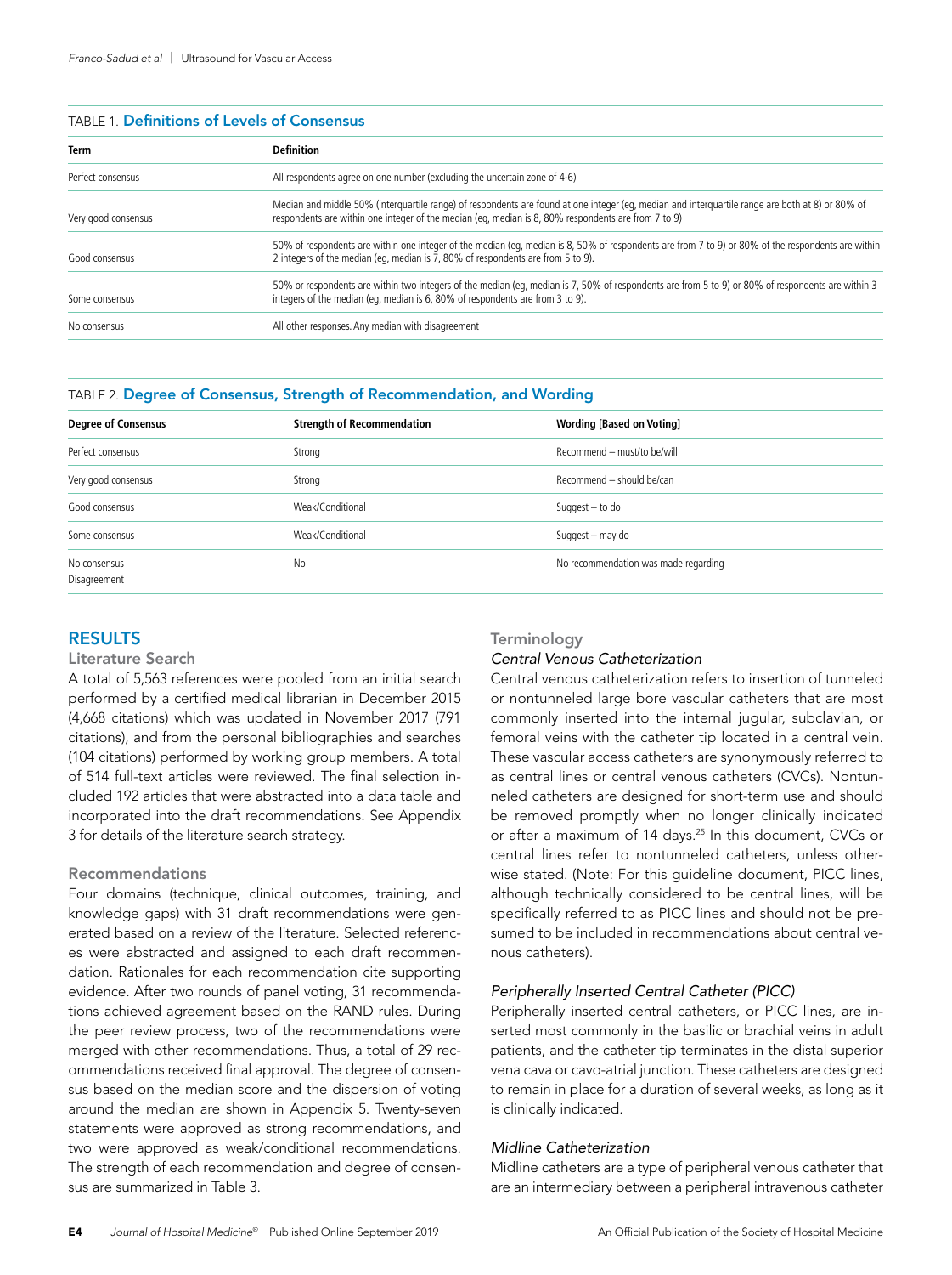TABLE 1. **Definitions of Levels of Consensus**

| Term | Definition |
| --- | --- |
| Perfect consensus | All respondents agree on one number (excluding the uncertain zone of 4-6) |
| Very good consensus | Median and middle 50% (interquartile range) of respondents are found at one integer (eg, median and interquartile range are both at 8) or 80% of respondents are within one integer of the median (eg, median is 8, 80% respondents are from 7 to 9) |
| Good consensus | 50% of respondents are within one integer of the median (eg, median is 8, 50% of respondents are from 7 to 9) or 80% of the respondents are within 2 integers of the median (eg, median is 7, 80% of respondents are from 5 to 9). |
| Some consensus | 50% or respondents are within two integers of the median (eg, median is 7, 50% of respondents are from 5 to 9) or 80% of respondents are within 3 integers of the median (eg, median is 6, 80% of respondents are from 3 to 9). |
| No consensus | All other responses. Any median with disagreement |

TABLE 2. **Degree of Consensus, Strength of Recommendation, and Wording**

| Degree of Consensus | Strength of Recommendation | Wording [Based on Voting] |
| --- | --- | --- |
| Perfect consensus | Strong | Recommend – must/to be/will |
| Very good consensus | Strong | Recommend – should be/can |
| Good consensus | Weak/Conditional | Suggest – to do |
| Some consensus | Weak/Conditional | Suggest – may do |
| No consensus Disagreement | No | No recommendation was made regarding |

## RESULTS

### Literature Search

A total of 5,563 references were pooled from an initial search performed by a certified medical librarian in December 2015 (4,668 citations) which was updated in November 2017 (791 citations), and from the personal bibliographies and searches (104 citations) performed by working group members. A total of 514 full-text articles were reviewed. The final selection included 192 articles that were abstracted into a data table and incorporated into the draft recommendations. See Appendix 3 for details of the literature search strategy.

### Recommendations

Four domains (technique, clinical outcomes, training, and knowledge gaps) with 31 draft recommendations were generated based on a review of the literature. Selected references were abstracted and assigned to each draft recommendation. Rationales for each recommendation cite supporting evidence. After two rounds of panel voting, 31 recommendations achieved agreement based on the RAND rules. During the peer review process, two of the recommendations were merged with other recommendations. Thus, a total of 29 recommendations received final approval. The degree of consensus based on the median score and the dispersion of voting around the median are shown in Appendix 5. Twenty-seven statements were approved as strong recommendations, and two were approved as weak/conditional recommendations. The strength of each recommendation and degree of consensus are summarized in Table 3.

### Terminology

#### *Central Venous Catheterization*

Central venous catheterization refers to insertion of tunneled or nontunneled large bore vascular catheters that are most commonly inserted into the internal jugular, subclavian, or femoral veins with the catheter tip located in a central vein. These vascular access catheters are synonymously referred to as central lines or central venous catheters (CVCs). Nontunneled catheters are designed for short-term use and should be removed promptly when no longer clinically indicated or after a maximum of 14 days.[25] In this document, CVCs or central lines refer to nontunneled catheters, unless otherwise stated. (Note: For this guideline document, PICC lines, although technically considered to be central lines, will be specifically referred to as PICC lines and should not be presumed to be included in recommendations about central venous catheters).

#### *Peripherally Inserted Central Catheter (PICC)*

Peripherally inserted central catheters, or PICC lines, are inserted most commonly in the basilic or brachial veins in adult patients, and the catheter tip terminates in the distal superior vena cava or cavo-atrial junction. These catheters are designed to remain in place for a duration of several weeks, as long as it is clinically indicated.

#### *Midline Catheterization*

Midline catheters are a type of peripheral venous catheter that are an intermediary between a peripheral intravenous catheter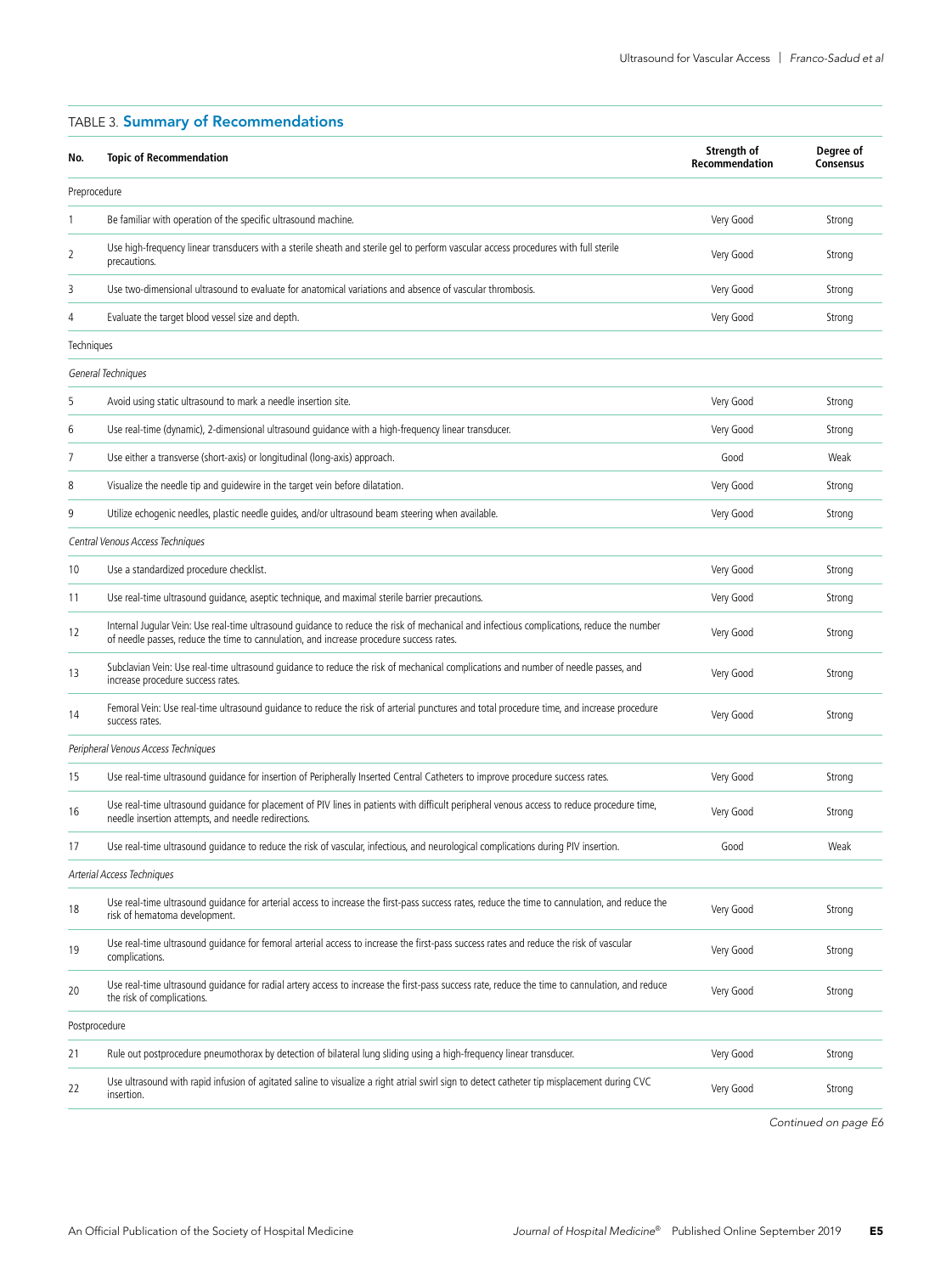TABLE 3. **Summary of Recommendations**

| No. | Topic of Recommendation | Strength of Recommendation | Degree of Consensus |
|---|---|---|---|
| Preprocedure | | | |
| 1 | Be familiar with operation of the specific ultrasound machine. | Very Good | Strong |
| 2 | Use high-frequency linear transducers with a sterile sheath and sterile gel to perform vascular access procedures with full sterile precautions. | Very Good | Strong |
| 3 | Use two-dimensional ultrasound to evaluate for anatomical variations and absence of vascular thrombosis. | Very Good | Strong |
| 4 | Evaluate the target blood vessel size and depth. | Very Good | Strong |
| Techniques | | | |
| *General Techniques* | | | |
| 5 | Avoid using static ultrasound to mark a needle insertion site. | Very Good | Strong |
| 6 | Use real-time (dynamic), 2-dimensional ultrasound guidance with a high-frequency linear transducer. | Very Good | Strong |
| 7 | Use either a transverse (short-axis) or longitudinal (long-axis) approach. | Good | Weak |
| 8 | Visualize the needle tip and guidewire in the target vein before dilatation. | Very Good | Strong |
| 9 | Utilize echogenic needles, plastic needle guides, and/or ultrasound beam steering when available. | Very Good | Strong |
| *Central Venous Access Techniques* | | | |
| 10 | Use a standardized procedure checklist. | Very Good | Strong |
| 11 | Use real-time ultrasound guidance, aseptic technique, and maximal sterile barrier precautions. | Very Good | Strong |
| 12 | Internal Jugular Vein: Use real-time ultrasound guidance to reduce the risk of mechanical and infectious complications, reduce the number of needle passes, reduce the time to cannulation, and increase procedure success rates. | Very Good | Strong |
| 13 | Subclavian Vein: Use real-time ultrasound guidance to reduce the risk of mechanical complications and number of needle passes, and increase procedure success rates. | Very Good | Strong |
| 14 | Femoral Vein: Use real-time ultrasound guidance to reduce the risk of arterial punctures and total procedure time, and increase procedure success rates. | Very Good | Strong |
| *Peripheral Venous Access Techniques* | | | |
| 15 | Use real-time ultrasound guidance for insertion of Peripherally Inserted Central Catheters to improve procedure success rates. | Very Good | Strong |
| 16 | Use real-time ultrasound guidance for placement of PIV lines in patients with difficult peripheral venous access to reduce procedure time, needle insertion attempts, and needle redirections. | Very Good | Strong |
| 17 | Use real-time ultrasound guidance to reduce the risk of vascular, infectious, and neurological complications during PIV insertion. | Good | Weak |
| *Arterial Access Techniques* | | | |
| 18 | Use real-time ultrasound guidance for arterial access to increase the first-pass success rates, reduce the time to cannulation, and reduce the risk of hematoma development. | Very Good | Strong |
| 19 | Use real-time ultrasound guidance for femoral arterial access to increase the first-pass success rates and reduce the risk of vascular complications. | Very Good | Strong |
| 20 | Use real-time ultrasound guidance for radial artery access to increase the first-pass success rate, reduce the time to cannulation, and reduce the risk of complications. | Very Good | Strong |
| Postprocedure | | | |
| 21 | Rule out postprocedure pneumothorax by detection of bilateral lung sliding using a high-frequency linear transducer. | Very Good | Strong |
| 22 | Use ultrasound with rapid infusion of agitated saline to visualize a right atrial swirl sign to detect catheter tip misplacement during CVC insertion. | Very Good | Strong |

*Continued on page E6*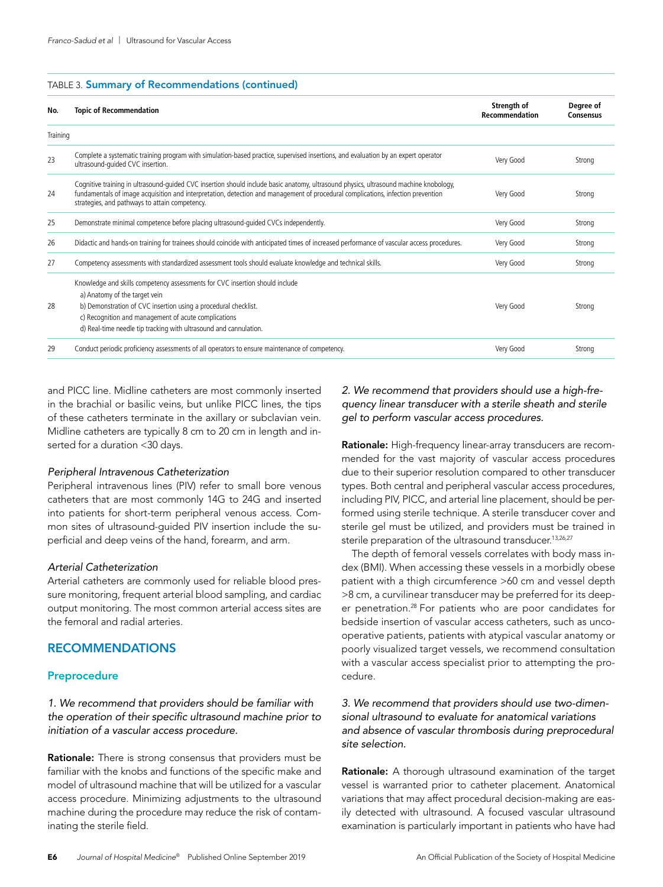TABLE 3. **Summary of Recommendations (continued)**

| No. | Topic of Recommendation | Strength of Recommendation | Degree of Consensus |
|---|---|---|---|
| Training | | | |
| 23 | Complete a systematic training program with simulation-based practice, supervised insertions, and evaluation by an expert operator ultrasound-guided CVC insertion. | Very Good | Strong |
| 24 | Cognitive training in ultrasound-guided CVC insertion should include basic anatomy, ultrasound physics, ultrasound machine knobology, fundamentals of image acquisition and interpretation, detection and management of procedural complications, infection prevention strategies, and pathways to attain competency. | Very Good | Strong |
| 25 | Demonstrate minimal competence before placing ultrasound-guided CVCs independently. | Very Good | Strong |
| 26 | Didactic and hands-on training for trainees should coincide with anticipated times of increased performance of vascular access procedures. | Very Good | Strong |
| 27 | Competency assessments with standardized assessment tools should evaluate knowledge and technical skills. | Very Good | Strong |
| 28 | Knowledge and skills competency assessments for CVC insertion should include<br>a) Anatomy of the target vein<br>b) Demonstration of CVC insertion using a procedural checklist.<br>c) Recognition and management of acute complications<br>d) Real-time needle tip tracking with ultrasound and cannulation. | Very Good | Strong |
| 29 | Conduct periodic proficiency assessments of all operators to ensure maintenance of competency. | Very Good | Strong |

and PICC line. Midline catheters are most commonly inserted in the brachial or basilic veins, but unlike PICC lines, the tips of these catheters terminate in the axillary or subclavian vein. Midline catheters are typically 8 cm to 20 cm in length and inserted for a duration <30 days.

*Peripheral Intravenous Catheterization*

Peripheral intravenous lines (PIV) refer to small bore venous catheters that are most commonly 14G to 24G and inserted into patients for short-term peripheral venous access. Common sites of ultrasound-guided PIV insertion include the superficial and deep veins of the hand, forearm, and arm.

*Arterial Catheterization*

Arterial catheters are commonly used for reliable blood pressure monitoring, frequent arterial blood sampling, and cardiac output monitoring. The most common arterial access sites are the femoral and radial arteries.

## RECOMMENDATIONS

### Preprocedure

*1. We recommend that providers should be familiar with the operation of their specific ultrasound machine prior to initiation of a vascular access procedure.*

**Rationale:** There is strong consensus that providers must be familiar with the knobs and functions of the specific make and model of ultrasound machine that will be utilized for a vascular access procedure. Minimizing adjustments to the ultrasound machine during the procedure may reduce the risk of contaminating the sterile field.

*2. We recommend that providers should use a high-frequency linear transducer with a sterile sheath and sterile gel to perform vascular access procedures.*

**Rationale:** High-frequency linear-array transducers are recommended for the vast majority of vascular access procedures due to their superior resolution compared to other transducer types. Both central and peripheral vascular access procedures, including PIV, PICC, and arterial line placement, should be performed using sterile technique. A sterile transducer cover and sterile gel must be utilized, and providers must be trained in sterile preparation of the ultrasound transducer.[13,26,27]

The depth of femoral vessels correlates with body mass index (BMI). When accessing these vessels in a morbidly obese patient with a thigh circumference >60 cm and vessel depth >8 cm, a curvilinear transducer may be preferred for its deeper penetration.[28] For patients who are poor candidates for bedside insertion of vascular access catheters, such as uncooperative patients, patients with atypical vascular anatomy or poorly visualized target vessels, we recommend consultation with a vascular access specialist prior to attempting the procedure.

*3. We recommend that providers should use two-dimensional ultrasound to evaluate for anatomical variations and absence of vascular thrombosis during preprocedural site selection.*

**Rationale:** A thorough ultrasound examination of the target vessel is warranted prior to catheter placement. Anatomical variations that may affect procedural decision-making are easily detected with ultrasound. A focused vascular ultrasound examination is particularly important in patients who have had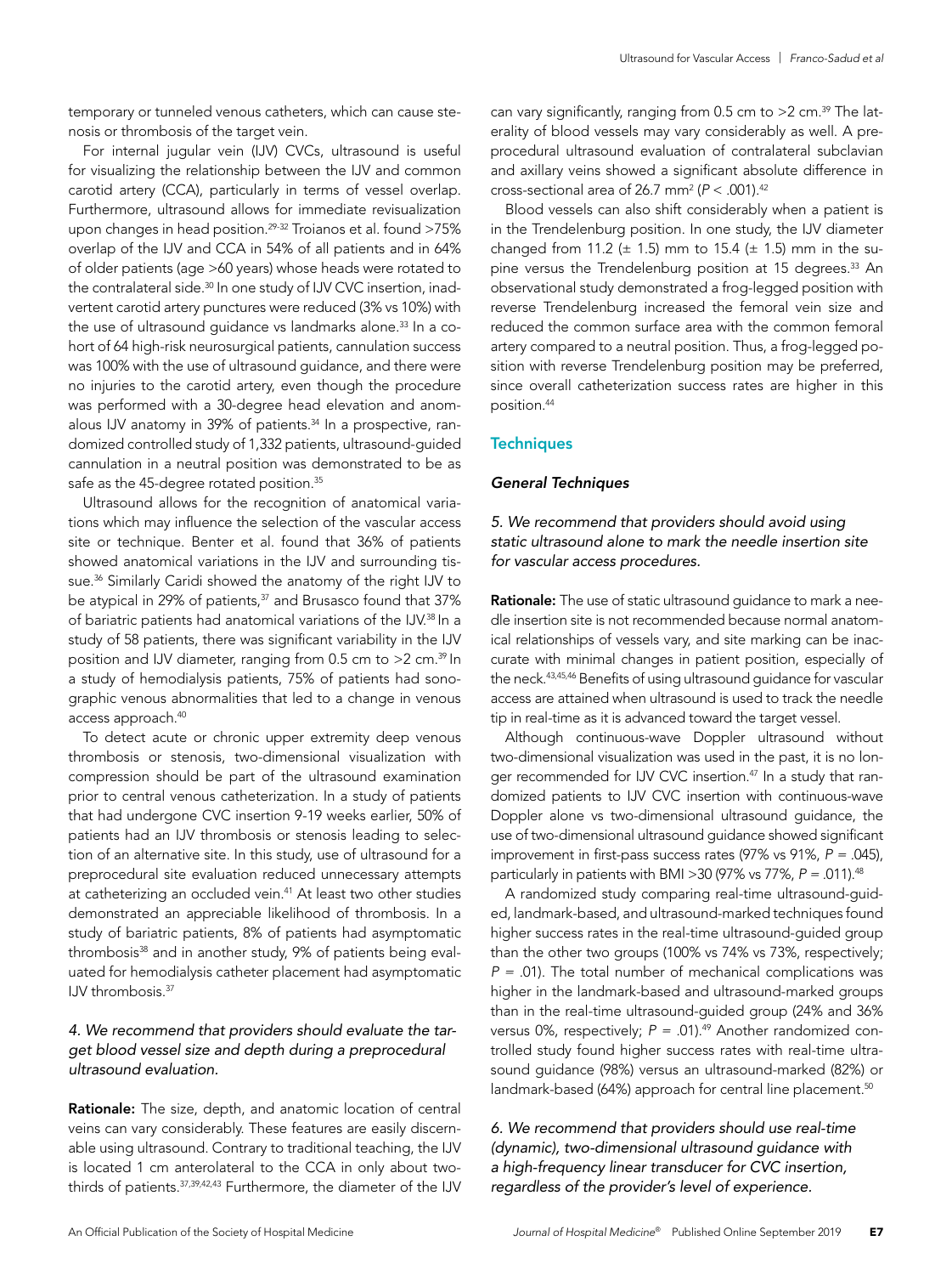temporary or tunneled venous catheters, which can cause stenosis or thrombosis of the target vein.

For internal jugular vein (IJV) CVCs, ultrasound is useful for visualizing the relationship between the IJV and common carotid artery (CCA), particularly in terms of vessel overlap. Furthermore, ultrasound allows for immediate revisualization upon changes in head position.[29-32] Troianos et al. found >75% overlap of the IJV and CCA in 54% of all patients and in 64% of older patients (age >60 years) whose heads were rotated to the contralateral side.[30] In one study of IJV CVC insertion, inadvertent carotid artery punctures were reduced (3% vs 10%) with the use of ultrasound guidance vs landmarks alone.[33] In a cohort of 64 high-risk neurosurgical patients, cannulation success was 100% with the use of ultrasound guidance, and there were no injuries to the carotid artery, even though the procedure was performed with a 30-degree head elevation and anomalous IJV anatomy in 39% of patients.[34] In a prospective, randomized controlled study of 1,332 patients, ultrasound-guided cannulation in a neutral position was demonstrated to be as safe as the 45-degree rotated position.[35]

Ultrasound allows for the recognition of anatomical variations which may influence the selection of the vascular access site or technique. Benter et al. found that 36% of patients showed anatomical variations in the IJV and surrounding tissue.[36] Similarly Caridi showed the anatomy of the right IJV to be atypical in 29% of patients,[37] and Brusasco found that 37% of bariatric patients had anatomical variations of the IJV.[38] In a study of 58 patients, there was significant variability in the IJV position and IJV diameter, ranging from 0.5 cm to >2 cm.[39] In a study of hemodialysis patients, 75% of patients had sonographic venous abnormalities that led to a change in venous access approach.[40]

To detect acute or chronic upper extremity deep venous thrombosis or stenosis, two-dimensional visualization with compression should be part of the ultrasound examination prior to central venous catheterization. In a study of patients that had undergone CVC insertion 9-19 weeks earlier, 50% of patients had an IJV thrombosis or stenosis leading to selection of an alternative site. In this study, use of ultrasound for a preprocedural site evaluation reduced unnecessary attempts at catheterizing an occluded vein.[41] At least two other studies demonstrated an appreciable likelihood of thrombosis. In a study of bariatric patients, 8% of patients had asymptomatic thrombosis[38] and in another study, 9% of patients being evaluated for hemodialysis catheter placement had asymptomatic IJV thrombosis.[37]

### *4. We recommend that providers should evaluate the target blood vessel size and depth during a preprocedural ultrasound evaluation.*

**Rationale:** The size, depth, and anatomic location of central veins can vary considerably. These features are easily discernable using ultrasound. Contrary to traditional teaching, the IJV is located 1 cm anterolateral to the CCA in only about two-thirds of patients.[37,39,42,43] Furthermore, the diameter of the IJV can vary significantly, ranging from 0.5 cm to >2 cm.[39] The laterality of blood vessels may vary considerably as well. A preprocedural ultrasound evaluation of contralateral subclavian and axillary veins showed a significant absolute difference in cross-sectional area of 26.7 mm$^2$ ($P < .001$).[42]

Blood vessels can also shift considerably when a patient is in the Trendelenburg position. In one study, the IJV diameter changed from 11.2 (± 1.5) mm to 15.4 (± 1.5) mm in the supine versus the Trendelenburg position at 15 degrees.[33] An observational study demonstrated a frog-legged position with reverse Trendelenburg increased the femoral vein size and reduced the common surface area with the common femoral artery compared to a neutral position. Thus, a frog-legged position with reverse Trendelenburg position may be preferred, since overall catheterization success rates are higher in this position.[44]

## Techniques

### *General Techniques*

### *5. We recommend that providers should avoid using static ultrasound alone to mark the needle insertion site for vascular access procedures.*

**Rationale:** The use of static ultrasound guidance to mark a needle insertion site is not recommended because normal anatomical relationships of vessels vary, and site marking can be inaccurate with minimal changes in patient position, especially of the neck.[43,45,46] Benefits of using ultrasound guidance for vascular access are attained when ultrasound is used to track the needle tip in real-time as it is advanced toward the target vessel.

Although continuous-wave Doppler ultrasound without two-dimensional visualization was used in the past, it is no longer recommended for IJV CVC insertion.[47] In a study that randomized patients to IJV CVC insertion with continuous-wave Doppler alone vs two-dimensional ultrasound guidance, the use of two-dimensional ultrasound guidance showed significant improvement in first-pass success rates (97% vs 91%, $P = .045$), particularly in patients with BMI >30 (97% vs 77%, $P = .011$).[48]

A randomized study comparing real-time ultrasound-guided, landmark-based, and ultrasound-marked techniques found higher success rates in the real-time ultrasound-guided group than the other two groups (100% vs 74% vs 73%, respectively; $P = .01$). The total number of mechanical complications was higher in the landmark-based and ultrasound-marked groups than in the real-time ultrasound-guided group (24% and 36% versus 0%, respectively; $P = .01$).[49] Another randomized controlled study found higher success rates with real-time ultrasound guidance (98%) versus an ultrasound-marked (82%) or landmark-based (64%) approach for central line placement.[50]

### *6. We recommend that providers should use real-time (dynamic), two-dimensional ultrasound guidance with a high-frequency linear transducer for CVC insertion, regardless of the provider's level of experience.*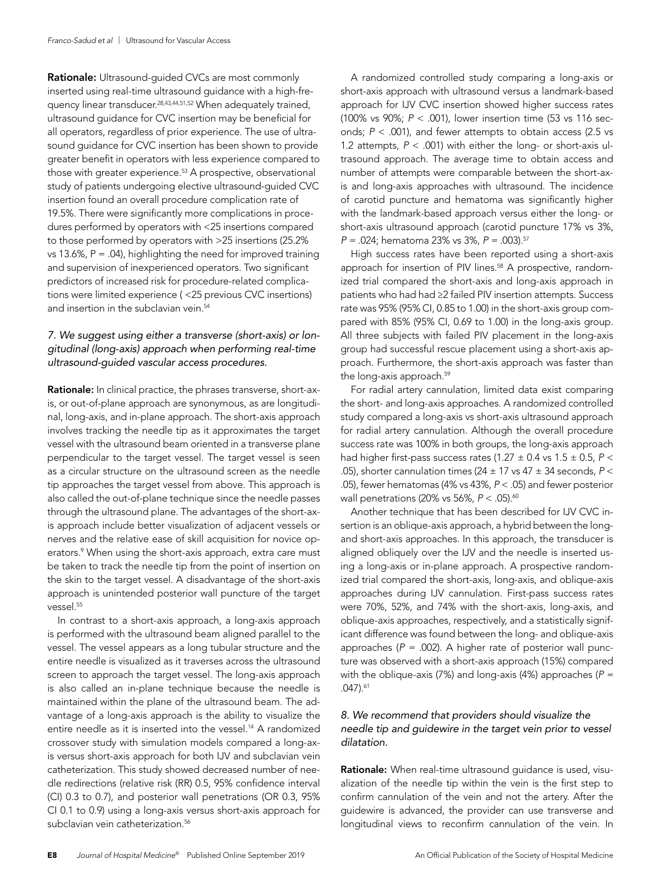**Rationale:** Ultrasound-guided CVCs are most commonly inserted using real-time ultrasound guidance with a high-frequency linear transducer.[28,43,44,51,52] When adequately trained, ultrasound guidance for CVC insertion may be beneficial for all operators, regardless of prior experience. The use of ultrasound guidance for CVC insertion has been shown to provide greater benefit in operators with less experience compared to those with greater experience.[53] A prospective, observational study of patients undergoing elective ultrasound-guided CVC insertion found an overall procedure complication rate of 19.5%. There were significantly more complications in procedures performed by operators with <25 insertions compared to those performed by operators with >25 insertions (25.2% vs 13.6%, P = .04), highlighting the need for improved training and supervision of inexperienced operators. Two significant predictors of increased risk for procedure-related complications were limited experience ( <25 previous CVC insertions) and insertion in the subclavian vein.[54]

### *7. We suggest using either a transverse (short-axis) or longitudinal (long-axis) approach when performing real-time ultrasound-guided vascular access procedures.*

**Rationale:** In clinical practice, the phrases transverse, short-axis, or out-of-plane approach are synonymous, as are longitudinal, long-axis, and in-plane approach. The short-axis approach involves tracking the needle tip as it approximates the target vessel with the ultrasound beam oriented in a transverse plane perpendicular to the target vessel. The target vessel is seen as a circular structure on the ultrasound screen as the needle tip approaches the target vessel from above. This approach is also called the out-of-plane technique since the needle passes through the ultrasound plane. The advantages of the short-axis approach include better visualization of adjacent vessels or nerves and the relative ease of skill acquisition for novice operators.[9] When using the short-axis approach, extra care must be taken to track the needle tip from the point of insertion on the skin to the target vessel. A disadvantage of the short-axis approach is unintended posterior wall puncture of the target vessel.[55]

In contrast to a short-axis approach, a long-axis approach is performed with the ultrasound beam aligned parallel to the vessel. The vessel appears as a long tubular structure and the entire needle is visualized as it traverses across the ultrasound screen to approach the target vessel. The long-axis approach is also called an in-plane technique because the needle is maintained within the plane of the ultrasound beam. The advantage of a long-axis approach is the ability to visualize the entire needle as it is inserted into the vessel.[14] A randomized crossover study with simulation models compared a long-axis versus short-axis approach for both IJV and subclavian vein catheterization. This study showed decreased number of needle redirections (relative risk (RR) 0.5, 95% confidence interval (CI) 0.3 to 0.7), and posterior wall penetrations (OR 0.3, 95% CI 0.1 to 0.9) using a long-axis versus short-axis approach for subclavian vein catheterization.[56]

A randomized controlled study comparing a long-axis or short-axis approach with ultrasound versus a landmark-based approach for IJV CVC insertion showed higher success rates (100% vs 90%; *P* < .001), lower insertion time (53 vs 116 seconds; *P* < .001), and fewer attempts to obtain access (2.5 vs 1.2 attempts, *P* < .001) with either the long- or short-axis ultrasound approach. The average time to obtain access and number of attempts were comparable between the short-axis and long-axis approaches with ultrasound. The incidence of carotid puncture and hematoma was significantly higher with the landmark-based approach versus either the long- or short-axis ultrasound approach (carotid puncture 17% vs 3%, *P* = .024; hematoma 23% vs 3%, *P* = .003).[57]

High success rates have been reported using a short-axis approach for insertion of PIV lines.[58] A prospective, randomized trial compared the short-axis and long-axis approach in patients who had had ≥2 failed PIV insertion attempts. Success rate was 95% (95% CI, 0.85 to 1.00) in the short-axis group compared with 85% (95% CI, 0.69 to 1.00) in the long-axis group. All three subjects with failed PIV placement in the long-axis group had successful rescue placement using a short-axis approach. Furthermore, the short-axis approach was faster than the long-axis approach.[59]

For radial artery cannulation, limited data exist comparing the short- and long-axis approaches. A randomized controlled study compared a long-axis vs short-axis ultrasound approach for radial artery cannulation. Although the overall procedure success rate was 100% in both groups, the long-axis approach had higher first-pass success rates (1.27 ± 0.4 vs 1.5 ± 0.5, *P* < .05), shorter cannulation times (24 ± 17 vs 47 ± 34 seconds, *P* < .05), fewer hematomas (4% vs 43%, *P* < .05) and fewer posterior wall penetrations (20% vs 56%, *P* < .05).[60]

Another technique that has been described for IJV CVC insertion is an oblique-axis approach, a hybrid between the long- and short-axis approaches. In this approach, the transducer is aligned obliquely over the IJV and the needle is inserted using a long-axis or in-plane approach. A prospective randomized trial compared the short-axis, long-axis, and oblique-axis approaches during IJV cannulation. First-pass success rates were 70%, 52%, and 74% with the short-axis, long-axis, and oblique-axis approaches, respectively, and a statistically significant difference was found between the long- and oblique-axis approaches (*P* = .002). A higher rate of posterior wall puncture was observed with a short-axis approach (15%) compared with the oblique-axis (7%) and long-axis (4%) approaches (*P* = .047).[61]

### *8. We recommend that providers should visualize the needle tip and guidewire in the target vein prior to vessel dilatation.*

**Rationale:** When real-time ultrasound guidance is used, visualization of the needle tip within the vein is the first step to confirm cannulation of the vein and not the artery. After the guidewire is advanced, the provider can use transverse and longitudinal views to reconfirm cannulation of the vein. In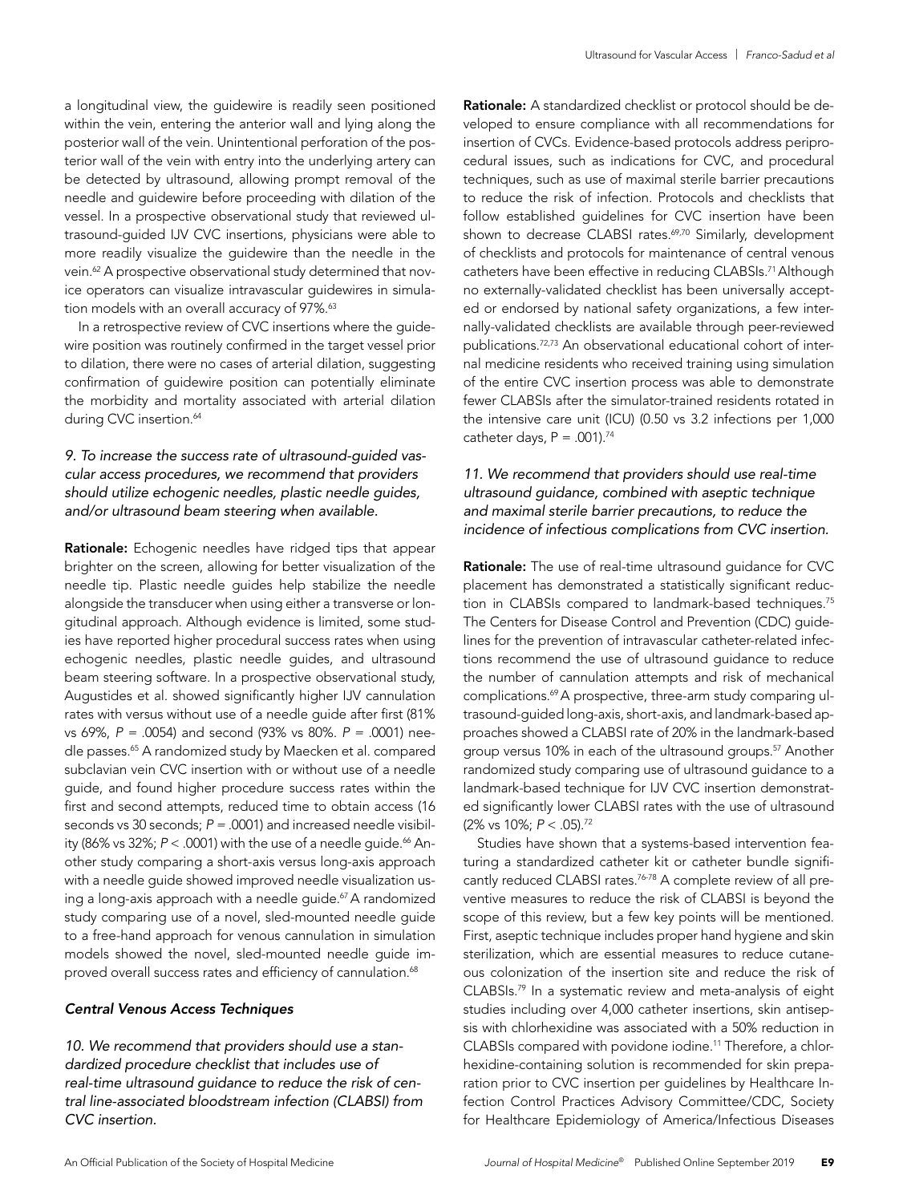a longitudinal view, the guidewire is readily seen positioned within the vein, entering the anterior wall and lying along the posterior wall of the vein. Unintentional perforation of the posterior wall of the vein with entry into the underlying artery can be detected by ultrasound, allowing prompt removal of the needle and guidewire before proceeding with dilation of the vessel. In a prospective observational study that reviewed ultrasound-guided IJV CVC insertions, physicians were able to more readily visualize the guidewire than the needle in the vein.[62] A prospective observational study determined that novice operators can visualize intravascular guidewires in simulation models with an overall accuracy of 97%.[63]

In a retrospective review of CVC insertions where the guidewire position was routinely confirmed in the target vessel prior to dilation, there were no cases of arterial dilation, suggesting confirmation of guidewire position can potentially eliminate the morbidity and mortality associated with arterial dilation during CVC insertion.[64]

*9. To increase the success rate of ultrasound-guided vascular access procedures, we recommend that providers should utilize echogenic needles, plastic needle guides, and/or ultrasound beam steering when available.*

**Rationale:** Echogenic needles have ridged tips that appear brighter on the screen, allowing for better visualization of the needle tip. Plastic needle guides help stabilize the needle alongside the transducer when using either a transverse or longitudinal approach. Although evidence is limited, some studies have reported higher procedural success rates when using echogenic needles, plastic needle guides, and ultrasound beam steering software. In a prospective observational study, Augustides et al. showed significantly higher IJV cannulation rates with versus without use of a needle guide after first (81% vs 69%, $P = .0054$) and second (93% vs 80%. $P = .0001$) needle passes.[65] A randomized study by Maecken et al. compared subclavian vein CVC insertion with or without use of a needle guide, and found higher procedure success rates within the first and second attempts, reduced time to obtain access (16 seconds vs 30 seconds; $P = .0001$) and increased needle visibility (86% vs 32%; $P < .0001$) with the use of a needle guide.[66] Another study comparing a short-axis versus long-axis approach with a needle guide showed improved needle visualization using a long-axis approach with a needle guide.[67] A randomized study comparing use of a novel, sled-mounted needle guide to a free-hand approach for venous cannulation in simulation models showed the novel, sled-mounted needle guide improved overall success rates and efficiency of cannulation.[68]

### *Central Venous Access Techniques*

*10. We recommend that providers should use a standardized procedure checklist that includes use of real-time ultrasound guidance to reduce the risk of central line-associated bloodstream infection (CLABSI) from CVC insertion.*

**Rationale:** A standardized checklist or protocol should be developed to ensure compliance with all recommendations for insertion of CVCs. Evidence-based protocols address periprocedural issues, such as indications for CVC, and procedural techniques, such as use of maximal sterile barrier precautions to reduce the risk of infection. Protocols and checklists that follow established guidelines for CVC insertion have been shown to decrease CLABSI rates.[69,70] Similarly, development of checklists and protocols for maintenance of central venous catheters have been effective in reducing CLABSIs.[71] Although no externally-validated checklist has been universally accepted or endorsed by national safety organizations, a few internally-validated checklists are available through peer-reviewed publications.[72,73] An observational educational cohort of internal medicine residents who received training using simulation of the entire CVC insertion process was able to demonstrate fewer CLABSIs after the simulator-trained residents rotated in the intensive care unit (ICU) (0.50 vs 3.2 infections per 1,000 catheter days, P = .001).[74]

*11. We recommend that providers should use real-time ultrasound guidance, combined with aseptic technique and maximal sterile barrier precautions, to reduce the incidence of infectious complications from CVC insertion.*

**Rationale:** The use of real-time ultrasound guidance for CVC placement has demonstrated a statistically significant reduction in CLABSIs compared to landmark-based techniques.[75] The Centers for Disease Control and Prevention (CDC) guidelines for the prevention of intravascular catheter-related infections recommend the use of ultrasound guidance to reduce the number of cannulation attempts and risk of mechanical complications.[69] A prospective, three-arm study comparing ultrasound-guided long-axis, short-axis, and landmark-based approaches showed a CLABSI rate of 20% in the landmark-based group versus 10% in each of the ultrasound groups.[57] Another randomized study comparing use of ultrasound guidance to a landmark-based technique for IJV CVC insertion demonstrated significantly lower CLABSI rates with the use of ultrasound (2% vs 10%; $P < .05$).[72]

Studies have shown that a systems-based intervention featuring a standardized catheter kit or catheter bundle significantly reduced CLABSI rates.[76-78] A complete review of all preventive measures to reduce the risk of CLABSI is beyond the scope of this review, but a few key points will be mentioned. First, aseptic technique includes proper hand hygiene and skin sterilization, which are essential measures to reduce cutaneous colonization of the insertion site and reduce the risk of CLABSIs.[79] In a systematic review and meta-analysis of eight studies including over 4,000 catheter insertions, skin antisepsis with chlorhexidine was associated with a 50% reduction in CLABSIs compared with povidone iodine.[11] Therefore, a chlorhexidine-containing solution is recommended for skin preparation prior to CVC insertion per guidelines by Healthcare Infection Control Practices Advisory Committee/CDC, Society for Healthcare Epidemiology of America/Infectious Diseases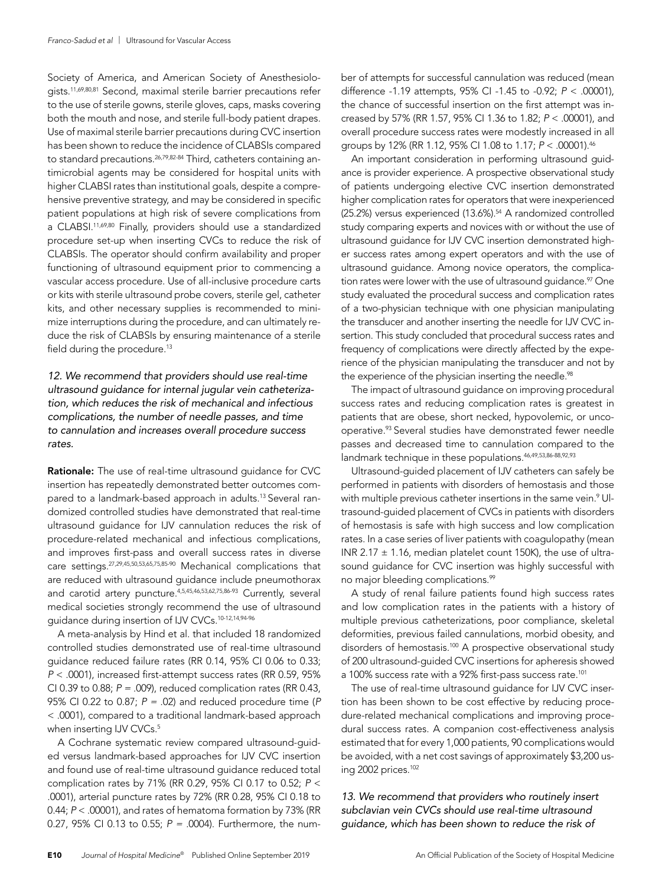Society of America, and American Society of Anesthesiologists.[11,69,80,81] Second, maximal sterile barrier precautions refer to the use of sterile gowns, sterile gloves, caps, masks covering both the mouth and nose, and sterile full-body patient drapes. Use of maximal sterile barrier precautions during CVC insertion has been shown to reduce the incidence of CLABSIs compared to standard precautions.[26,79,82-84] Third, catheters containing antimicrobial agents may be considered for hospital units with higher CLABSI rates than institutional goals, despite a comprehensive preventive strategy, and may be considered in specific patient populations at high risk of severe complications from a CLABSI.[11,69,80] Finally, providers should use a standardized procedure set-up when inserting CVCs to reduce the risk of CLABSIs. The operator should confirm availability and proper functioning of ultrasound equipment prior to commencing a vascular access procedure. Use of all-inclusive procedure carts or kits with sterile ultrasound probe covers, sterile gel, catheter kits, and other necessary supplies is recommended to minimize interruptions during the procedure, and can ultimately reduce the risk of CLABSIs by ensuring maintenance of a sterile field during the procedure.[13]

*12. We recommend that providers should use real-time ultrasound guidance for internal jugular vein catheterization, which reduces the risk of mechanical and infectious complications, the number of needle passes, and time to cannulation and increases overall procedure success rates.*

**Rationale:** The use of real-time ultrasound guidance for CVC insertion has repeatedly demonstrated better outcomes compared to a landmark-based approach in adults.[13] Several randomized controlled studies have demonstrated that real-time ultrasound guidance for IJV cannulation reduces the risk of procedure-related mechanical and infectious complications, and improves first-pass and overall success rates in diverse care settings.[27,29,45,50,53,65,75,85-90] Mechanical complications that are reduced with ultrasound guidance include pneumothorax and carotid artery puncture.[4,5,45,46,53,62,75,86-93] Currently, several medical societies strongly recommend the use of ultrasound guidance during insertion of IJV CVCs.[10-12,14,94-96]

A meta-analysis by Hind et al. that included 18 randomized controlled studies demonstrated use of real-time ultrasound guidance reduced failure rates (RR 0.14, 95% CI 0.06 to 0.33; $P < .0001$), increased first-attempt success rates (RR 0.59, 95% CI 0.39 to 0.88; $P = .009$), reduced complication rates (RR 0.43, 95% CI 0.22 to 0.87; $P = .02$) and reduced procedure time ($P < .0001$), compared to a traditional landmark-based approach when inserting IJV CVCs.[5]

A Cochrane systematic review compared ultrasound-guided versus landmark-based approaches for IJV CVC insertion and found use of real-time ultrasound guidance reduced total complication rates by 71% (RR 0.29, 95% CI 0.17 to 0.52; $P < .0001$), arterial puncture rates by 72% (RR 0.28, 95% CI 0.18 to 0.44; $P < .00001$), and rates of hematoma formation by 73% (RR 0.27, 95% CI 0.13 to 0.55; $P = .0004$). Furthermore, the number of attempts for successful cannulation was reduced (mean difference -1.19 attempts, 95% CI -1.45 to -0.92; $P < .00001$), the chance of successful insertion on the first attempt was increased by 57% (RR 1.57, 95% CI 1.36 to 1.82; $P < .00001$), and overall procedure success rates were modestly increased in all groups by 12% (RR 1.12, 95% CI 1.08 to 1.17; $P < .00001$).[46]

An important consideration in performing ultrasound guidance is provider experience. A prospective observational study of patients undergoing elective CVC insertion demonstrated higher complication rates for operators that were inexperienced (25.2%) versus experienced (13.6%).[54] A randomized controlled study comparing experts and novices with or without the use of ultrasound guidance for IJV CVC insertion demonstrated higher success rates among expert operators and with the use of ultrasound guidance. Among novice operators, the complication rates were lower with the use of ultrasound guidance.[97] One study evaluated the procedural success and complication rates of a two-physician technique with one physician manipulating the transducer and another inserting the needle for IJV CVC insertion. This study concluded that procedural success rates and frequency of complications were directly affected by the experience of the physician manipulating the transducer and not by the experience of the physician inserting the needle.[98]

The impact of ultrasound guidance on improving procedural success rates and reducing complication rates is greatest in patients that are obese, short necked, hypovolemic, or uncooperative.[93] Several studies have demonstrated fewer needle passes and decreased time to cannulation compared to the landmark technique in these populations.[46,49,53,86-88,92,93]

Ultrasound-guided placement of IJV catheters can safely be performed in patients with disorders of hemostasis and those with multiple previous catheter insertions in the same vein.[9] Ultrasound-guided placement of CVCs in patients with disorders of hemostasis is safe with high success and low complication rates. In a case series of liver patients with coagulopathy (mean INR 2.17 ± 1.16, median platelet count 150K), the use of ultrasound guidance for CVC insertion was highly successful with no major bleeding complications.[99]

A study of renal failure patients found high success rates and low complication rates in the patients with a history of multiple previous catheterizations, poor compliance, skeletal deformities, previous failed cannulations, morbid obesity, and disorders of hemostasis.[100] A prospective observational study of 200 ultrasound-guided CVC insertions for apheresis showed a 100% success rate with a 92% first-pass success rate.[101]

The use of real-time ultrasound guidance for IJV CVC insertion has been shown to be cost effective by reducing procedure-related mechanical complications and improving procedural success rates. A companion cost-effectiveness analysis estimated that for every 1,000 patients, 90 complications would be avoided, with a net cost savings of approximately $3,200 using 2002 prices.[102]

*13. We recommend that providers who routinely insert subclavian vein CVCs should use real-time ultrasound guidance, which has been shown to reduce the risk of*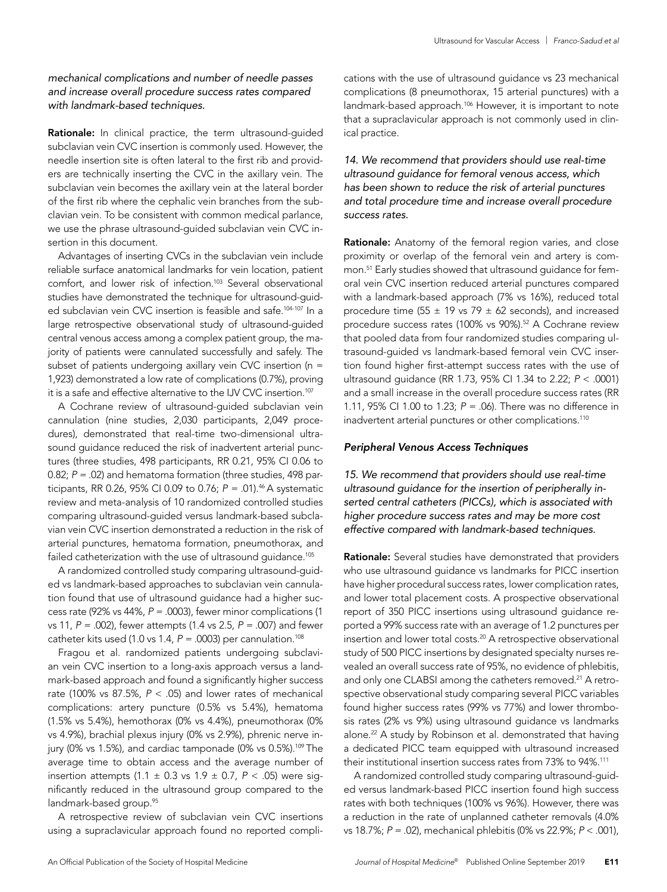*mechanical complications and number of needle passes and increase overall procedure success rates compared with landmark-based techniques.*

**Rationale:** In clinical practice, the term ultrasound-guided subclavian vein CVC insertion is commonly used. However, the needle insertion site is often lateral to the first rib and providers are technically inserting the CVC in the axillary vein. The subclavian vein becomes the axillary vein at the lateral border of the first rib where the cephalic vein branches from the subclavian vein. To be consistent with common medical parlance, we use the phrase ultrasound-guided subclavian vein CVC insertion in this document.

Advantages of inserting CVCs in the subclavian vein include reliable surface anatomical landmarks for vein location, patient comfort, and lower risk of infection.[103] Several observational studies have demonstrated the technique for ultrasound-guided subclavian vein CVC insertion is feasible and safe.[104-107] In a large retrospective observational study of ultrasound-guided central venous access among a complex patient group, the majority of patients were cannulated successfully and safely. The subset of patients undergoing axillary vein CVC insertion (n = 1,923) demonstrated a low rate of complications (0.7%), proving it is a safe and effective alternative to the IJV CVC insertion.[107]

A Cochrane review of ultrasound-guided subclavian vein cannulation (nine studies, 2,030 participants, 2,049 procedures), demonstrated that real-time two-dimensional ultrasound guidance reduced the risk of inadvertent arterial punctures (three studies, 498 participants, RR 0.21, 95% CI 0.06 to 0.82; $P = .02$) and hematoma formation (three studies, 498 participants, RR 0.26, 95% CI 0.09 to 0.76; $P = .01$).[46] A systematic review and meta-analysis of 10 randomized controlled studies comparing ultrasound-guided versus landmark-based subclavian vein CVC insertion demonstrated a reduction in the risk of arterial punctures, hematoma formation, pneumothorax, and failed catheterization with the use of ultrasound guidance.[105]

A randomized controlled study comparing ultrasound-guided vs landmark-based approaches to subclavian vein cannulation found that use of ultrasound guidance had a higher success rate (92% vs 44%, $P = .0003$), fewer minor complications (1 vs 11, $P = .002$), fewer attempts (1.4 vs 2.5, $P = .007$) and fewer catheter kits used (1.0 vs 1.4, $P = .0003$) per cannulation.[108]

Fragou et al. randomized patients undergoing subclavian vein CVC insertion to a long-axis approach versus a landmark-based approach and found a significantly higher success rate (100% vs 87.5%, $P < .05$) and lower rates of mechanical complications: artery puncture (0.5% vs 5.4%), hematoma (1.5% vs 5.4%), hemothorax (0% vs 4.4%), pneumothorax (0% vs 4.9%), brachial plexus injury (0% vs 2.9%), phrenic nerve injury (0% vs 1.5%), and cardiac tamponade (0% vs 0.5%).[109] The average time to obtain access and the average number of insertion attempts ($1.1 \pm 0.3$ vs $1.9 \pm 0.7$, $P < .05$) were significantly reduced in the ultrasound group compared to the landmark-based group.[95]

A retrospective review of subclavian vein CVC insertions using a supraclavicular approach found no reported complications with the use of ultrasound guidance vs 23 mechanical complications (8 pneumothorax, 15 arterial punctures) with a landmark-based approach.[106] However, it is important to note that a supraclavicular approach is not commonly used in clinical practice.

*14. We recommend that providers should use real-time ultrasound guidance for femoral venous access, which has been shown to reduce the risk of arterial punctures and total procedure time and increase overall procedure success rates.*

**Rationale:** Anatomy of the femoral region varies, and close proximity or overlap of the femoral vein and artery is common.[51] Early studies showed that ultrasound guidance for femoral vein CVC insertion reduced arterial punctures compared with a landmark-based approach (7% vs 16%), reduced total procedure time ($55 \pm 19$ vs $79 \pm 62$ seconds), and increased procedure success rates (100% vs 90%).[52] A Cochrane review that pooled data from four randomized studies comparing ultrasound-guided vs landmark-based femoral vein CVC insertion found higher first-attempt success rates with the use of ultrasound guidance (RR 1.73, 95% CI 1.34 to 2.22; $P < .0001$) and a small increase in the overall procedure success rates (RR 1.11, 95% CI 1.00 to 1.23; $P = .06$). There was no difference in inadvertent arterial punctures or other complications.[110]

### *Peripheral Venous Access Techniques*

*15. We recommend that providers should use real-time ultrasound guidance for the insertion of peripherally inserted central catheters (PICCs), which is associated with higher procedure success rates and may be more cost effective compared with landmark-based techniques.*

**Rationale:** Several studies have demonstrated that providers who use ultrasound guidance vs landmarks for PICC insertion have higher procedural success rates, lower complication rates, and lower total placement costs. A prospective observational report of 350 PICC insertions using ultrasound guidance reported a 99% success rate with an average of 1.2 punctures per insertion and lower total costs.[20] A retrospective observational study of 500 PICC insertions by designated specialty nurses revealed an overall success rate of 95%, no evidence of phlebitis, and only one CLABSI among the catheters removed.[21] A retrospective observational study comparing several PICC variables found higher success rates (99% vs 77%) and lower thrombosis rates (2% vs 9%) using ultrasound guidance vs landmarks alone.[22] A study by Robinson et al. demonstrated that having a dedicated PICC team equipped with ultrasound increased their institutional insertion success rates from 73% to 94%.[111]

A randomized controlled study comparing ultrasound-guided versus landmark-based PICC insertion found high success rates with both techniques (100% vs 96%). However, there was a reduction in the rate of unplanned catheter removals (4.0% vs 18.7%; $P = .02$), mechanical phlebitis (0% vs 22.9%; $P < .001$),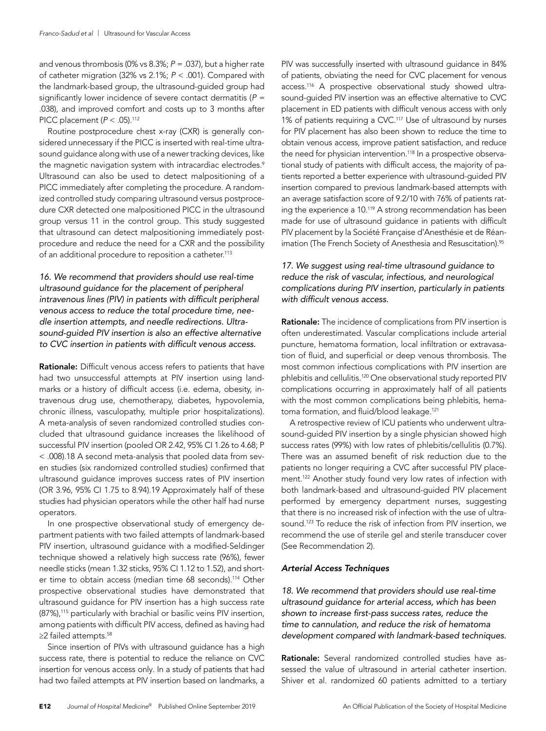and venous thrombosis (0% vs 8.3%; *P* = .037), but a higher rate of catheter migration (32% vs 2.1%; *P* < .001). Compared with the landmark-based group, the ultrasound-guided group had significantly lower incidence of severe contact dermatitis (*P* = .038), and improved comfort and costs up to 3 months after PICC placement (*P* < .05).[112]

Routine postprocedure chest x-ray (CXR) is generally considered unnecessary if the PICC is inserted with real-time ultrasound guidance along with use of a newer tracking devices, like the magnetic navigation system with intracardiac electrodes.[9] Ultrasound can also be used to detect malpositioning of a PICC immediately after completing the procedure. A randomized controlled study comparing ultrasound versus postprocedure CXR detected one malpositioned PICC in the ultrasound group versus 11 in the control group. This study suggested that ultrasound can detect malpositioning immediately post-procedure and reduce the need for a CXR and the possibility of an additional procedure to reposition a catheter.[113]

*16. We recommend that providers should use real-time ultrasound guidance for the placement of peripheral intravenous lines (PIV) in patients with difficult peripheral venous access to reduce the total procedure time, needle insertion attempts, and needle redirections. Ultrasound-guided PIV insertion is also an effective alternative to CVC insertion in patients with difficult venous access.*

**Rationale:** Difficult venous access refers to patients that have had two unsuccessful attempts at PIV insertion using landmarks or a history of difficult access (i.e. edema, obesity, intravenous drug use, chemotherapy, diabetes, hypovolemia, chronic illness, vasculopathy, multiple prior hospitalizations). A meta-analysis of seven randomized controlled studies concluded that ultrasound guidance increases the likelihood of successful PIV insertion (pooled OR 2.42, 95% CI 1.26 to 4.68; P < .008).18 A second meta-analysis that pooled data from seven studies (six randomized controlled studies) confirmed that ultrasound guidance improves success rates of PIV insertion (OR 3.96, 95% CI 1.75 to 8.94).19 Approximately half of these studies had physician operators while the other half had nurse operators.

In one prospective observational study of emergency department patients with two failed attempts of landmark-based PIV insertion, ultrasound guidance with a modified-Seldinger technique showed a relatively high success rate (96%), fewer needle sticks (mean 1.32 sticks, 95% CI 1.12 to 1.52), and shorter time to obtain access (median time 68 seconds).[114] Other prospective observational studies have demonstrated that ultrasound guidance for PIV insertion has a high success rate (87%),[115] particularly with brachial or basilic veins PIV insertion, among patients with difficult PIV access, defined as having had ≥2 failed attempts.[58]

Since insertion of PIVs with ultrasound guidance has a high success rate, there is potential to reduce the reliance on CVC insertion for venous access only. In a study of patients that had had two failed attempts at PIV insertion based on landmarks, a PIV was successfully inserted with ultrasound guidance in 84% of patients, obviating the need for CVC placement for venous access.[116] A prospective observational study showed ultrasound-guided PIV insertion was an effective alternative to CVC placement in ED patients with difficult venous access with only 1% of patients requiring a CVC.[117] Use of ultrasound by nurses for PIV placement has also been shown to reduce the time to obtain venous access, improve patient satisfaction, and reduce the need for physician intervention.[118] In a prospective observational study of patients with difficult access, the majority of patients reported a better experience with ultrasound-guided PIV insertion compared to previous landmark-based attempts with an average satisfaction score of 9.2/10 with 76% of patients rating the experience a 10.[119] A strong recommendation has been made for use of ultrasound guidance in patients with difficult PIV placement by la Société Française d'Anesthésie et de Réanimation (The French Society of Anesthesia and Resuscitation).[95]

*17. We suggest using real-time ultrasound guidance to reduce the risk of vascular, infectious, and neurological complications during PIV insertion, particularly in patients with difficult venous access.*

**Rationale:** The incidence of complications from PIV insertion is often underestimated. Vascular complications include arterial puncture, hematoma formation, local infiltration or extravasation of fluid, and superficial or deep venous thrombosis. The most common infectious complications with PIV insertion are phlebitis and cellulitis.[120] One observational study reported PIV complications occurring in approximately half of all patients with the most common complications being phlebitis, hematoma formation, and fluid/blood leakage.[121]

A retrospective review of ICU patients who underwent ultrasound-guided PIV insertion by a single physician showed high success rates (99%) with low rates of phlebitis/cellulitis (0.7%). There was an assumed benefit of risk reduction due to the patients no longer requiring a CVC after successful PIV placement.[122] Another study found very low rates of infection with both landmark-based and ultrasound-guided PIV placement performed by emergency department nurses, suggesting that there is no increased risk of infection with the use of ultrasound.[123] To reduce the risk of infection from PIV insertion, we recommend the use of sterile gel and sterile transducer cover (See Recommendation 2).

### *Arterial Access Techniques*

*18. We recommend that providers should use real-time ultrasound guidance for arterial access, which has been shown to increase first-pass success rates, reduce the time to cannulation, and reduce the risk of hematoma development compared with landmark-based techniques.*

**Rationale:** Several randomized controlled studies have assessed the value of ultrasound in arterial catheter insertion. Shiver et al. randomized 60 patients admitted to a tertiary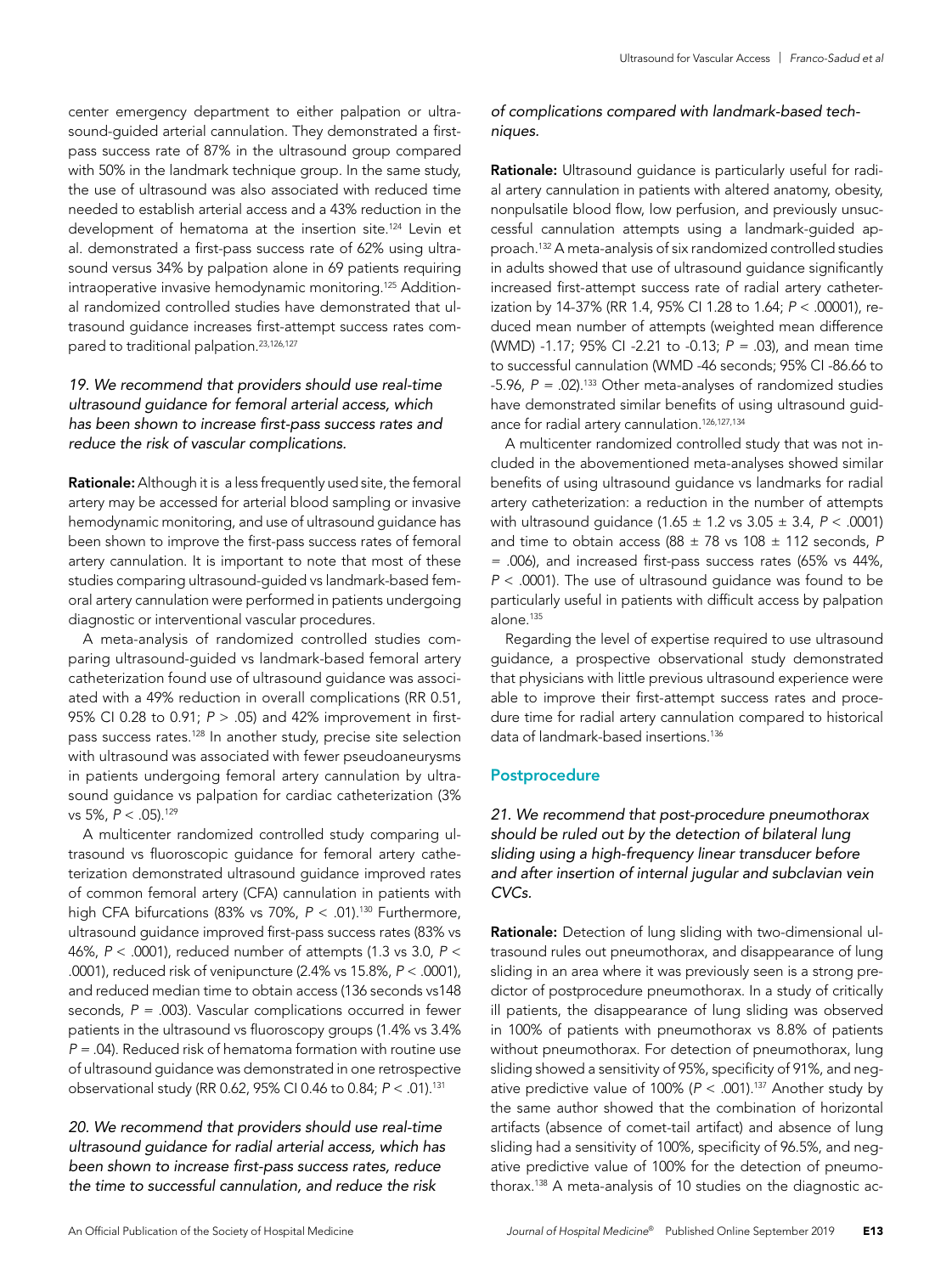center emergency department to either palpation or ultrasound-guided arterial cannulation. They demonstrated a first-pass success rate of 87% in the ultrasound group compared with 50% in the landmark technique group. In the same study, the use of ultrasound was also associated with reduced time needed to establish arterial access and a 43% reduction in the development of hematoma at the insertion site.[124] Levin et al. demonstrated a first-pass success rate of 62% using ultrasound versus 34% by palpation alone in 69 patients requiring intraoperative invasive hemodynamic monitoring.[125] Additional randomized controlled studies have demonstrated that ultrasound guidance increases first-attempt success rates compared to traditional palpation.[23,126,127]

*19. We recommend that providers should use real-time ultrasound guidance for femoral arterial access, which has been shown to increase first-pass success rates and reduce the risk of vascular complications.*

**Rationale:** Although it is a less frequently used site, the femoral artery may be accessed for arterial blood sampling or invasive hemodynamic monitoring, and use of ultrasound guidance has been shown to improve the first-pass success rates of femoral artery cannulation. It is important to note that most of these studies comparing ultrasound-guided vs landmark-based femoral artery cannulation were performed in patients undergoing diagnostic or interventional vascular procedures.

A meta-analysis of randomized controlled studies comparing ultrasound-guided vs landmark-based femoral artery catheterization found use of ultrasound guidance was associated with a 49% reduction in overall complications (RR 0.51, 95% CI 0.28 to 0.91; $P > .05$) and 42% improvement in first-pass success rates.[128] In another study, precise site selection with ultrasound was associated with fewer pseudoaneurysms in patients undergoing femoral artery cannulation by ultrasound guidance vs palpation for cardiac catheterization (3% vs 5%, $P < .05$).[129]

A multicenter randomized controlled study comparing ultrasound vs fluoroscopic guidance for femoral artery catheterization demonstrated ultrasound guidance improved rates of common femoral artery (CFA) cannulation in patients with high CFA bifurcations (83% vs 70%, $P < .01$).[130] Furthermore, ultrasound guidance improved first-pass success rates (83% vs 46%, $P < .0001$), reduced number of attempts (1.3 vs 3.0, $P < .0001$), reduced risk of venipuncture (2.4% vs 15.8%, $P < .0001$), and reduced median time to obtain access (136 seconds vs148 seconds, $P = .003$). Vascular complications occurred in fewer patients in the ultrasound vs fluoroscopy groups (1.4% vs 3.4% $P = .04$). Reduced risk of hematoma formation with routine use of ultrasound guidance was demonstrated in one retrospective observational study (RR 0.62, 95% CI 0.46 to 0.84; $P < .01$).[131]

*20. We recommend that providers should use real-time ultrasound guidance for radial arterial access, which has been shown to increase first-pass success rates, reduce the time to successful cannulation, and reduce the risk of complications compared with landmark-based techniques.*

**Rationale:** Ultrasound guidance is particularly useful for radial artery cannulation in patients with altered anatomy, obesity, nonpulsatile blood flow, low perfusion, and previously unsuccessful cannulation attempts using a landmark-guided approach.[132] A meta-analysis of six randomized controlled studies in adults showed that use of ultrasound guidance significantly increased first-attempt success rate of radial artery catheterization by 14-37% (RR 1.4, 95% CI 1.28 to 1.64; $P < .00001$), reduced mean number of attempts (weighted mean difference (WMD) -1.17; 95% CI -2.21 to -0.13; $P = .03$), and mean time to successful cannulation (WMD -46 seconds; 95% CI -86.66 to -5.96, $P = .02$).[133] Other meta-analyses of randomized studies have demonstrated similar benefits of using ultrasound guidance for radial artery cannulation.[126,127,134]

A multicenter randomized controlled study that was not included in the abovementioned meta-analyses showed similar benefits of using ultrasound guidance vs landmarks for radial artery catheterization: a reduction in the number of attempts with ultrasound guidance ($1.65 \pm 1.2$ vs $3.05 \pm 3.4$, $P < .0001$) and time to obtain access ($88 \pm 78$ vs $108 \pm 112$ seconds, $P = .006$), and increased first-pass success rates (65% vs 44%, $P < .0001$). The use of ultrasound guidance was found to be particularly useful in patients with difficult access by palpation alone.[135]

Regarding the level of expertise required to use ultrasound guidance, a prospective observational study demonstrated that physicians with little previous ultrasound experience were able to improve their first-attempt success rates and procedure time for radial artery cannulation compared to historical data of landmark-based insertions.[136]

## Postprocedure

*21. We recommend that post-procedure pneumothorax should be ruled out by the detection of bilateral lung sliding using a high-frequency linear transducer before and after insertion of internal jugular and subclavian vein CVCs.*

**Rationale:** Detection of lung sliding with two-dimensional ultrasound rules out pneumothorax, and disappearance of lung sliding in an area where it was previously seen is a strong predictor of postprocedure pneumothorax. In a study of critically ill patients, the disappearance of lung sliding was observed in 100% of patients with pneumothorax vs 8.8% of patients without pneumothorax. For detection of pneumothorax, lung sliding showed a sensitivity of 95%, specificity of 91%, and negative predictive value of 100% ($P < .001$).[137] Another study by the same author showed that the combination of horizontal artifacts (absence of comet-tail artifact) and absence of lung sliding had a sensitivity of 100%, specificity of 96.5%, and negative predictive value of 100% for the detection of pneumothorax.[138] A meta-analysis of 10 studies on the diagnostic ac-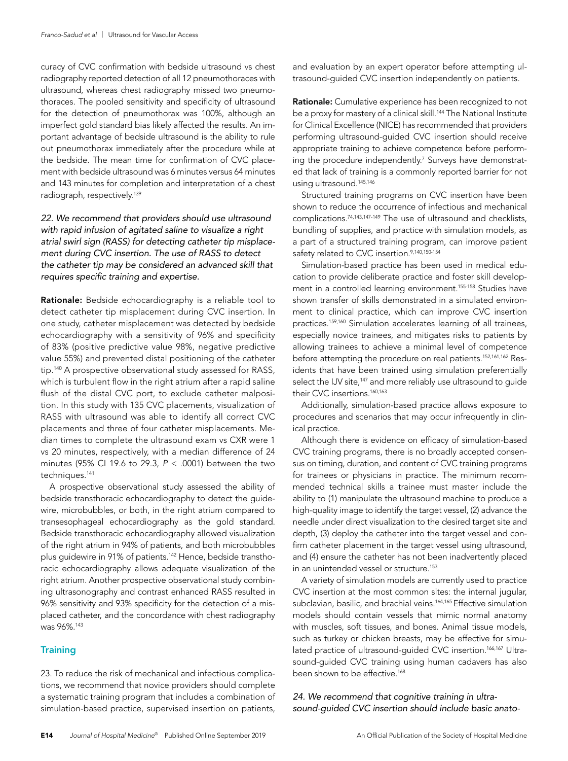curacy of CVC confirmation with bedside ultrasound vs chest radiography reported detection of all 12 pneumothoraces with ultrasound, whereas chest radiography missed two pneumothoraces. The pooled sensitivity and specificity of ultrasound for the detection of pneumothorax was 100%, although an imperfect gold standard bias likely affected the results. An important advantage of bedside ultrasound is the ability to rule out pneumothorax immediately after the procedure while at the bedside. The mean time for confirmation of CVC placement with bedside ultrasound was 6 minutes versus 64 minutes and 143 minutes for completion and interpretation of a chest radiograph, respectively.[139]

*22. We recommend that providers should use ultrasound with rapid infusion of agitated saline to visualize a right atrial swirl sign (RASS) for detecting catheter tip misplacement during CVC insertion. The use of RASS to detect the catheter tip may be considered an advanced skill that requires specific training and expertise.*

**Rationale:** Bedside echocardiography is a reliable tool to detect catheter tip misplacement during CVC insertion. In one study, catheter misplacement was detected by bedside echocardiography with a sensitivity of 96% and specificity of 83% (positive predictive value 98%, negative predictive value 55%) and prevented distal positioning of the catheter tip.[140] A prospective observational study assessed for RASS, which is turbulent flow in the right atrium after a rapid saline flush of the distal CVC port, to exclude catheter malposition. In this study with 135 CVC placements, visualization of RASS with ultrasound was able to identify all correct CVC placements and three of four catheter misplacements. Median times to complete the ultrasound exam vs CXR were 1 vs 20 minutes, respectively, with a median difference of 24 minutes (95% CI 19.6 to 29.3, $P < .0001$) between the two techniques.[141]

A prospective observational study assessed the ability of bedside transthoracic echocardiography to detect the guidewire, microbubbles, or both, in the right atrium compared to transesophageal echocardiography as the gold standard. Bedside transthoracic echocardiography allowed visualization of the right atrium in 94% of patients, and both microbubbles plus guidewire in 91% of patients.[142] Hence, bedside transthoracic echocardiography allows adequate visualization of the right atrium. Another prospective observational study combining ultrasonography and contrast enhanced RASS resulted in 96% sensitivity and 93% specificity for the detection of a misplaced catheter, and the concordance with chest radiography was 96%.[143]

## Training

23. To reduce the risk of mechanical and infectious complications, we recommend that novice providers should complete a systematic training program that includes a combination of simulation-based practice, supervised insertion on patients, and evaluation by an expert operator before attempting ultrasound-guided CVC insertion independently on patients.

**Rationale:** Cumulative experience has been recognized to not be a proxy for mastery of a clinical skill.[144] The National Institute for Clinical Excellence (NICE) has recommended that providers performing ultrasound-guided CVC insertion should receive appropriate training to achieve competence before performing the procedure independently.[7] Surveys have demonstrated that lack of training is a commonly reported barrier for not using ultrasound.[145,146]

Structured training programs on CVC insertion have been shown to reduce the occurrence of infectious and mechanical complications.[74,143,147-149] The use of ultrasound and checklists, bundling of supplies, and practice with simulation models, as a part of a structured training program, can improve patient safety related to CVC insertion.[9,140,150-154]

Simulation-based practice has been used in medical education to provide deliberate practice and foster skill development in a controlled learning environment.[155-158] Studies have shown transfer of skills demonstrated in a simulated environment to clinical practice, which can improve CVC insertion practices.[159,160] Simulation accelerates learning of all trainees, especially novice trainees, and mitigates risks to patients by allowing trainees to achieve a minimal level of competence before attempting the procedure on real patients.[152,161,162] Residents that have been trained using simulation preferentially select the IJV site,[147] and more reliably use ultrasound to guide their CVC insertions.[160,163]

Additionally, simulation-based practice allows exposure to procedures and scenarios that may occur infrequently in clinical practice.

Although there is evidence on efficacy of simulation-based CVC training programs, there is no broadly accepted consensus on timing, duration, and content of CVC training programs for trainees or physicians in practice. The minimum recommended technical skills a trainee must master include the ability to (1) manipulate the ultrasound machine to produce a high-quality image to identify the target vessel, (2) advance the needle under direct visualization to the desired target site and depth, (3) deploy the catheter into the target vessel and confirm catheter placement in the target vessel using ultrasound, and (4) ensure the catheter has not been inadvertently placed in an unintended vessel or structure.[153]

A variety of simulation models are currently used to practice CVC insertion at the most common sites: the internal jugular, subclavian, basilic, and brachial veins.[164,165] Effective simulation models should contain vessels that mimic normal anatomy with muscles, soft tissues, and bones. Animal tissue models, such as turkey or chicken breasts, may be effective for simulated practice of ultrasound-guided CVC insertion.[166,167] Ultrasound-guided CVC training using human cadavers has also been shown to be effective.[168]

*24. We recommend that cognitive training in ultrasound-guided CVC insertion should include basic anato-*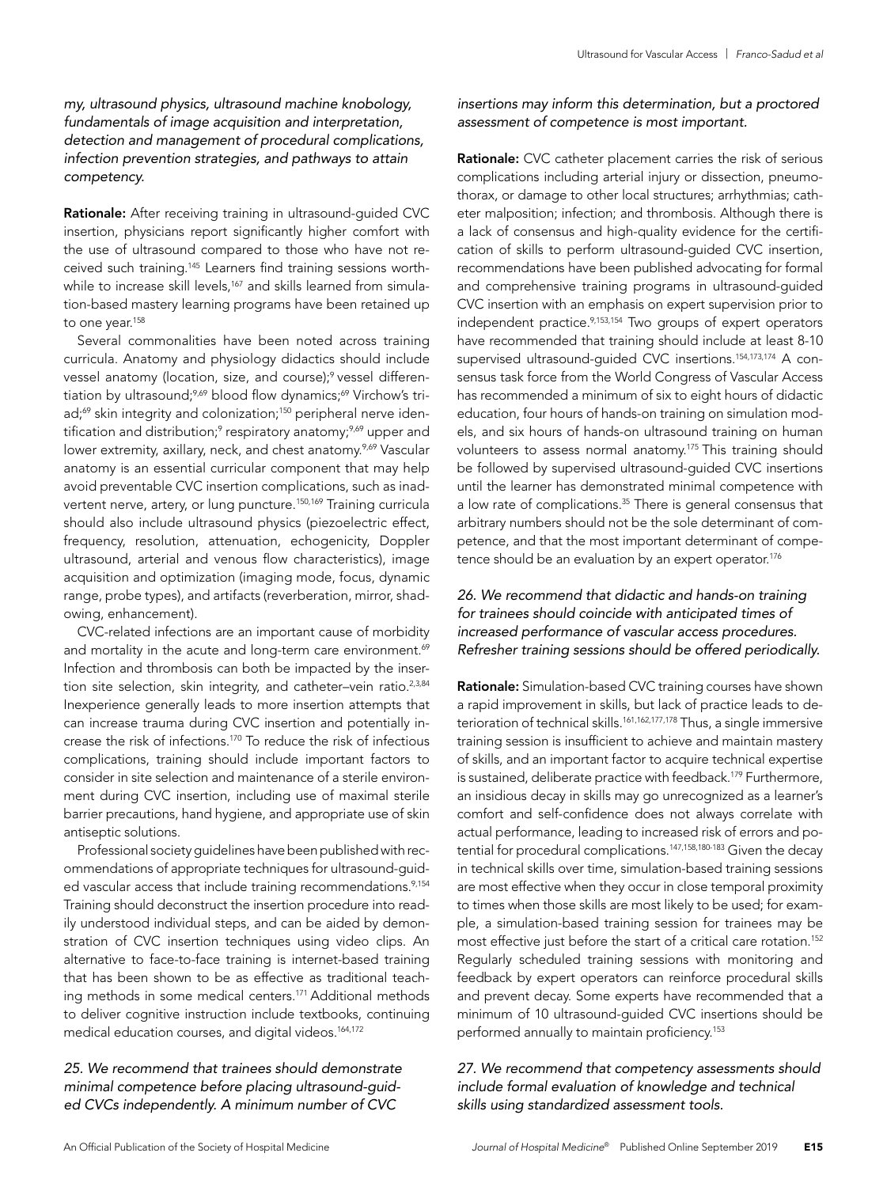*my, ultrasound physics, ultrasound machine knobology, fundamentals of image acquisition and interpretation, detection and management of procedural complications, infection prevention strategies, and pathways to attain competency.*

**Rationale:** After receiving training in ultrasound-guided CVC insertion, physicians report significantly higher comfort with the use of ultrasound compared to those who have not received such training.[145] Learners find training sessions worthwhile to increase skill levels,[167] and skills learned from simulation-based mastery learning programs have been retained up to one year.[158]

Several commonalities have been noted across training curricula. Anatomy and physiology didactics should include vessel anatomy (location, size, and course);[9] vessel differentiation by ultrasound;[9,69] blood flow dynamics;[69] Virchow's triad;[69] skin integrity and colonization;[150] peripheral nerve identification and distribution;[9] respiratory anatomy;[9,69] upper and lower extremity, axillary, neck, and chest anatomy.[9,69] Vascular anatomy is an essential curricular component that may help avoid preventable CVC insertion complications, such as inadvertent nerve, artery, or lung puncture.[150,169] Training curricula should also include ultrasound physics (piezoelectric effect, frequency, resolution, attenuation, echogenicity, Doppler ultrasound, arterial and venous flow characteristics), image acquisition and optimization (imaging mode, focus, dynamic range, probe types), and artifacts (reverberation, mirror, shadowing, enhancement).

CVC-related infections are an important cause of morbidity and mortality in the acute and long-term care environment.[69] Infection and thrombosis can both be impacted by the insertion site selection, skin integrity, and catheter–vein ratio.[2,3,84] Inexperience generally leads to more insertion attempts that can increase trauma during CVC insertion and potentially increase the risk of infections.[170] To reduce the risk of infectious complications, training should include important factors to consider in site selection and maintenance of a sterile environment during CVC insertion, including use of maximal sterile barrier precautions, hand hygiene, and appropriate use of skin antiseptic solutions.

Professional society guidelines have been published with recommendations of appropriate techniques for ultrasound-guided vascular access that include training recommendations.[9,154] Training should deconstruct the insertion procedure into readily understood individual steps, and can be aided by demonstration of CVC insertion techniques using video clips. An alternative to face-to-face training is internet-based training that has been shown to be as effective as traditional teaching methods in some medical centers.[171] Additional methods to deliver cognitive instruction include textbooks, continuing medical education courses, and digital videos.[164,172]

*25. We recommend that trainees should demonstrate minimal competence before placing ultrasound-guided CVCs independently. A minimum number of CVC insertions may inform this determination, but a proctored assessment of competence is most important.*

**Rationale:** CVC catheter placement carries the risk of serious complications including arterial injury or dissection, pneumothorax, or damage to other local structures; arrhythmias; catheter malposition; infection; and thrombosis. Although there is a lack of consensus and high-quality evidence for the certification of skills to perform ultrasound-guided CVC insertion, recommendations have been published advocating for formal and comprehensive training programs in ultrasound-guided CVC insertion with an emphasis on expert supervision prior to independent practice.[9,153,154] Two groups of expert operators have recommended that training should include at least 8-10 supervised ultrasound-guided CVC insertions.[154,173,174] A consensus task force from the World Congress of Vascular Access has recommended a minimum of six to eight hours of didactic education, four hours of hands-on training on simulation models, and six hours of hands-on ultrasound training on human volunteers to assess normal anatomy.[175] This training should be followed by supervised ultrasound-guided CVC insertions until the learner has demonstrated minimal competence with a low rate of complications.[35] There is general consensus that arbitrary numbers should not be the sole determinant of competence, and that the most important determinant of competence should be an evaluation by an expert operator.[176]

*26. We recommend that didactic and hands-on training for trainees should coincide with anticipated times of increased performance of vascular access procedures. Refresher training sessions should be offered periodically.*

**Rationale:** Simulation-based CVC training courses have shown a rapid improvement in skills, but lack of practice leads to deterioration of technical skills.[161,162,177,178] Thus, a single immersive training session is insufficient to achieve and maintain mastery of skills, and an important factor to acquire technical expertise is sustained, deliberate practice with feedback.[179] Furthermore, an insidious decay in skills may go unrecognized as a learner's comfort and self-confidence does not always correlate with actual performance, leading to increased risk of errors and potential for procedural complications.[147,158,180-183] Given the decay in technical skills over time, simulation-based training sessions are most effective when they occur in close temporal proximity to times when those skills are most likely to be used; for example, a simulation-based training session for trainees may be most effective just before the start of a critical care rotation.[152] Regularly scheduled training sessions with monitoring and feedback by expert operators can reinforce procedural skills and prevent decay. Some experts have recommended that a minimum of 10 ultrasound-guided CVC insertions should be performed annually to maintain proficiency.[153]

*27. We recommend that competency assessments should include formal evaluation of knowledge and technical skills using standardized assessment tools.*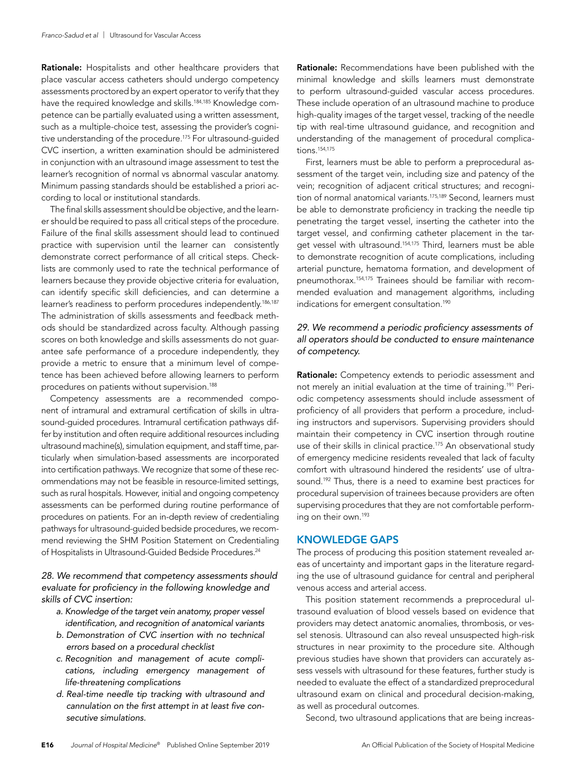**Rationale:** Hospitalists and other healthcare providers that place vascular access catheters should undergo competency assessments proctored by an expert operator to verify that they have the required knowledge and skills.[184,185] Knowledge competence can be partially evaluated using a written assessment, such as a multiple-choice test, assessing the provider's cognitive understanding of the procedure.[175] For ultrasound-guided CVC insertion, a written examination should be administered in conjunction with an ultrasound image assessment to test the learner's recognition of normal vs abnormal vascular anatomy. Minimum passing standards should be established a priori according to local or institutional standards.

The final skills assessment should be objective, and the learner should be required to pass all critical steps of the procedure. Failure of the final skills assessment should lead to continued practice with supervision until the learner can consistently demonstrate correct performance of all critical steps. Checklists are commonly used to rate the technical performance of learners because they provide objective criteria for evaluation, can identify specific skill deficiencies, and can determine a learner's readiness to perform procedures independently.[186,187] The administration of skills assessments and feedback methods should be standardized across faculty. Although passing scores on both knowledge and skills assessments do not guarantee safe performance of a procedure independently, they provide a metric to ensure that a minimum level of competence has been achieved before allowing learners to perform procedures on patients without supervision.[188]

Competency assessments are a recommended component of intramural and extramural certification of skills in ultrasound-guided procedures. Intramural certification pathways differ by institution and often require additional resources including ultrasound machine(s), simulation equipment, and staff time, particularly when simulation-based assessments are incorporated into certification pathways. We recognize that some of these recommendations may not be feasible in resource-limited settings, such as rural hospitals. However, initial and ongoing competency assessments can be performed during routine performance of procedures on patients. For an in-depth review of credentialing pathways for ultrasound-guided bedside procedures, we recommend reviewing the SHM Position Statement on Credentialing of Hospitalists in Ultrasound-Guided Bedside Procedures.[24]

*28. We recommend that competency assessments should evaluate for proficiency in the following knowledge and skills of CVC insertion:*

- *a. Knowledge of the target vein anatomy, proper vessel identification, and recognition of anatomical variants*
- *b. Demonstration of CVC insertion with no technical errors based on a procedural checklist*
- *c. Recognition and management of acute complications, including emergency management of life-threatening complications*
- *d. Real-time needle tip tracking with ultrasound and cannulation on the first attempt in at least five consecutive simulations.*

**Rationale:** Recommendations have been published with the minimal knowledge and skills learners must demonstrate to perform ultrasound-guided vascular access procedures. These include operation of an ultrasound machine to produce high-quality images of the target vessel, tracking of the needle tip with real-time ultrasound guidance, and recognition and understanding of the management of procedural complications.[154,175]

First, learners must be able to perform a preprocedural assessment of the target vein, including size and patency of the vein; recognition of adjacent critical structures; and recognition of normal anatomical variants.[175,189] Second, learners must be able to demonstrate proficiency in tracking the needle tip penetrating the target vessel, inserting the catheter into the target vessel, and confirming catheter placement in the target vessel with ultrasound.[154,175] Third, learners must be able to demonstrate recognition of acute complications, including arterial puncture, hematoma formation, and development of pneumothorax.[154,175] Trainees should be familiar with recommended evaluation and management algorithms, including indications for emergent consultation.[190]

*29. We recommend a periodic proficiency assessments of all operators should be conducted to ensure maintenance of competency.*

**Rationale:** Competency extends to periodic assessment and not merely an initial evaluation at the time of training.[191] Periodic competency assessments should include assessment of proficiency of all providers that perform a procedure, including instructors and supervisors. Supervising providers should maintain their competency in CVC insertion through routine use of their skills in clinical practice.[175] An observational study of emergency medicine residents revealed that lack of faculty comfort with ultrasound hindered the residents' use of ultrasound.[192] Thus, there is a need to examine best practices for procedural supervision of trainees because providers are often supervising procedures that they are not comfortable performing on their own.[193]

## KNOWLEDGE GAPS

The process of producing this position statement revealed areas of uncertainty and important gaps in the literature regarding the use of ultrasound guidance for central and peripheral venous access and arterial access.

This position statement recommends a preprocedural ultrasound evaluation of blood vessels based on evidence that providers may detect anatomic anomalies, thrombosis, or vessel stenosis. Ultrasound can also reveal unsuspected high-risk structures in near proximity to the procedure site. Although previous studies have shown that providers can accurately assess vessels with ultrasound for these features, further study is needed to evaluate the effect of a standardized preprocedural ultrasound exam on clinical and procedural decision-making, as well as procedural outcomes.

Second, two ultrasound applications that are being increas-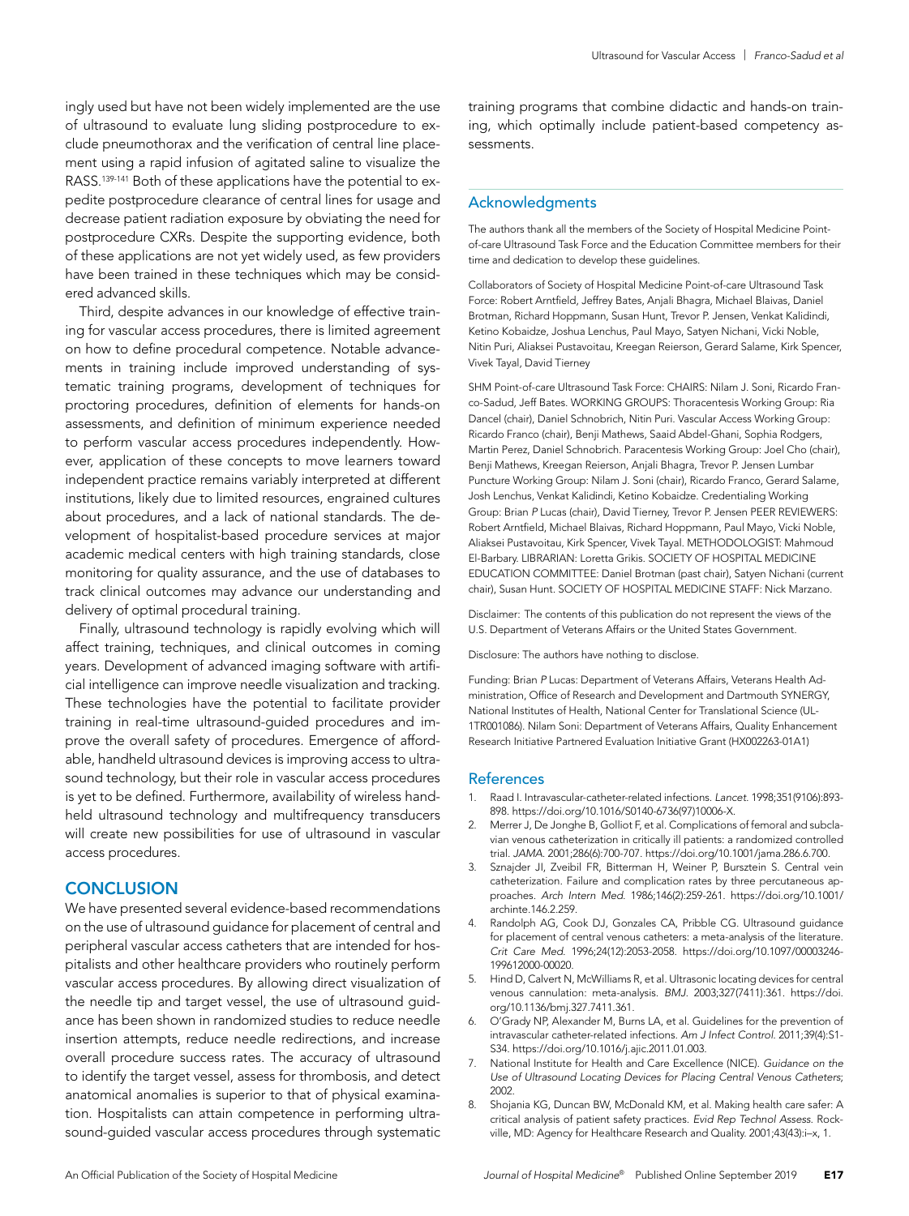ingly used but have not been widely implemented are the use of ultrasound to evaluate lung sliding postprocedure to exclude pneumothorax and the verification of central line placement using a rapid infusion of agitated saline to visualize the RASS.[139-141] Both of these applications have the potential to expedite postprocedure clearance of central lines for usage and decrease patient radiation exposure by obviating the need for postprocedure CXRs. Despite the supporting evidence, both of these applications are not yet widely used, as few providers have been trained in these techniques which may be considered advanced skills.

Third, despite advances in our knowledge of effective training for vascular access procedures, there is limited agreement on how to define procedural competence. Notable advancements in training include improved understanding of systematic training programs, development of techniques for proctoring procedures, definition of elements for hands-on assessments, and definition of minimum experience needed to perform vascular access procedures independently. However, application of these concepts to move learners toward independent practice remains variably interpreted at different institutions, likely due to limited resources, engrained cultures about procedures, and a lack of national standards. The development of hospitalist-based procedure services at major academic medical centers with high training standards, close monitoring for quality assurance, and the use of databases to track clinical outcomes may advance our understanding and delivery of optimal procedural training.

Finally, ultrasound technology is rapidly evolving which will affect training, techniques, and clinical outcomes in coming years. Development of advanced imaging software with artificial intelligence can improve needle visualization and tracking. These technologies have the potential to facilitate provider training in real-time ultrasound-guided procedures and improve the overall safety of procedures. Emergence of affordable, handheld ultrasound devices is improving access to ultrasound technology, but their role in vascular access procedures is yet to be defined. Furthermore, availability of wireless handheld ultrasound technology and multifrequency transducers will create new possibilities for use of ultrasound in vascular access procedures.

## CONCLUSION

We have presented several evidence-based recommendations on the use of ultrasound guidance for placement of central and peripheral vascular access catheters that are intended for hospitalists and other healthcare providers who routinely perform vascular access procedures. By allowing direct visualization of the needle tip and target vessel, the use of ultrasound guidance has been shown in randomized studies to reduce needle insertion attempts, reduce needle redirections, and increase overall procedure success rates. The accuracy of ultrasound to identify the target vessel, assess for thrombosis, and detect anatomical anomalies is superior to that of physical examination. Hospitalists can attain competence in performing ultrasound-guided vascular access procedures through systematic training programs that combine didactic and hands-on training, which optimally include patient-based competency assessments.

## Acknowledgments

The authors thank all the members of the Society of Hospital Medicine Point-of-care Ultrasound Task Force and the Education Committee members for their time and dedication to develop these guidelines.

Collaborators of Society of Hospital Medicine Point-of-care Ultrasound Task Force: Robert Arntfield, Jeffrey Bates, Anjali Bhagra, Michael Blaivas, Daniel Brotman, Richard Hoppmann, Susan Hunt, Trevor P. Jensen, Venkat Kalidindi, Ketino Kobaidze, Joshua Lenchus, Paul Mayo, Satyen Nichani, Vicki Noble, Nitin Puri, Aliaksei Pustavoitau, Kreegan Reierson, Gerard Salame, Kirk Spencer, Vivek Tayal, David Tierney

SHM Point-of-care Ultrasound Task Force: CHAIRS: Nilam J. Soni, Ricardo Franco-Sadud, Jeff Bates. WORKING GROUPS: Thoracentesis Working Group: Ria Dancel (chair), Daniel Schnobrich, Nitin Puri. Vascular Access Working Group: Ricardo Franco (chair), Benji Mathews, Saaid Abdel-Ghani, Sophia Rodgers, Martin Perez, Daniel Schnobrich. Paracentesis Working Group: Joel Cho (chair), Benji Mathews, Kreegan Reierson, Anjali Bhagra, Trevor P. Jensen Lumbar Puncture Working Group: Nilam J. Soni (chair), Ricardo Franco, Gerard Salame, Josh Lenchus, Venkat Kalidindi, Ketino Kobaidze. Credentialing Working Group: Brian *P* Lucas (chair), David Tierney, Trevor P. Jensen PEER REVIEWERS: Robert Arntfield, Michael Blaivas, Richard Hoppmann, Paul Mayo, Vicki Noble, Aliaksei Pustavoitau, Kirk Spencer, Vivek Tayal. METHODOLOGIST: Mahmoud El-Barbary. LIBRARIAN: Loretta Grikis. SOCIETY OF HOSPITAL MEDICINE EDUCATION COMMITTEE: Daniel Brotman (past chair), Satyen Nichani (current chair), Susan Hunt. SOCIETY OF HOSPITAL MEDICINE STAFF: Nick Marzano.

Disclaimer: The contents of this publication do not represent the views of the U.S. Department of Veterans Affairs or the United States Government.

Disclosure: The authors have nothing to disclose.

Funding: Brian *P* Lucas: Department of Veterans Affairs, Veterans Health Administration, Office of Research and Development and Dartmouth SYNERGY, National Institutes of Health, National Center for Translational Science (UL-1TR001086). Nilam Soni: Department of Veterans Affairs, Quality Enhancement Research Initiative Partnered Evaluation Initiative Grant (HX002263-01A1)

## References

1. Raad I. Intravascular-catheter-related infections. *Lancet.* 1998;351(9106):893-898. https://doi.org/10.1016/S0140-6736(97)10006-X.
2. Merrer J, De Jonghe B, Golliot F, et al. Complications of femoral and subclavian venous catheterization in critically ill patients: a randomized controlled trial. *JAMA.* 2001;286(6):700-707. https://doi.org/10.1001/jama.286.6.700.
3. Sznajder JI, Zveibil FR, Bitterman H, Weiner P, Bursztein S. Central vein catheterization. Failure and complication rates by three percutaneous approaches. *Arch Intern Med.* 1986;146(2):259-261. https://doi.org/10.1001/archinte.146.2.259.
4. Randolph AG, Cook DJ, Gonzales CA, Pribble CG. Ultrasound guidance for placement of central venous catheters: a meta-analysis of the literature. *Crit Care Med.* 1996;24(12):2053-2058. https://doi.org/10.1097/00003246-199612000-00020.
5. Hind D, Calvert N, McWilliams R, et al. Ultrasonic locating devices for central venous cannulation: meta-analysis. *BMJ.* 2003;327(7411):361. https://doi.org/10.1136/bmj.327.7411.361.
6. O'Grady NP, Alexander M, Burns LA, et al. Guidelines for the prevention of intravascular catheter-related infections. *Am J Infect Control.* 2011;39(4):S1-S34. https://doi.org/10.1016/j.ajic.2011.01.003.
7. National Institute for Health and Care Excellence (NICE). *Guidance on the Use of Ultrasound Locating Devices for Placing Central Venous Catheters*; 2002.
8. Shojania KG, Duncan BW, McDonald KM, et al. Making health care safer: A critical analysis of patient safety practices. *Evid Rep Technol Assess.* Rockville, MD: Agency for Healthcare Research and Quality. 2001;43(43):i–x, 1.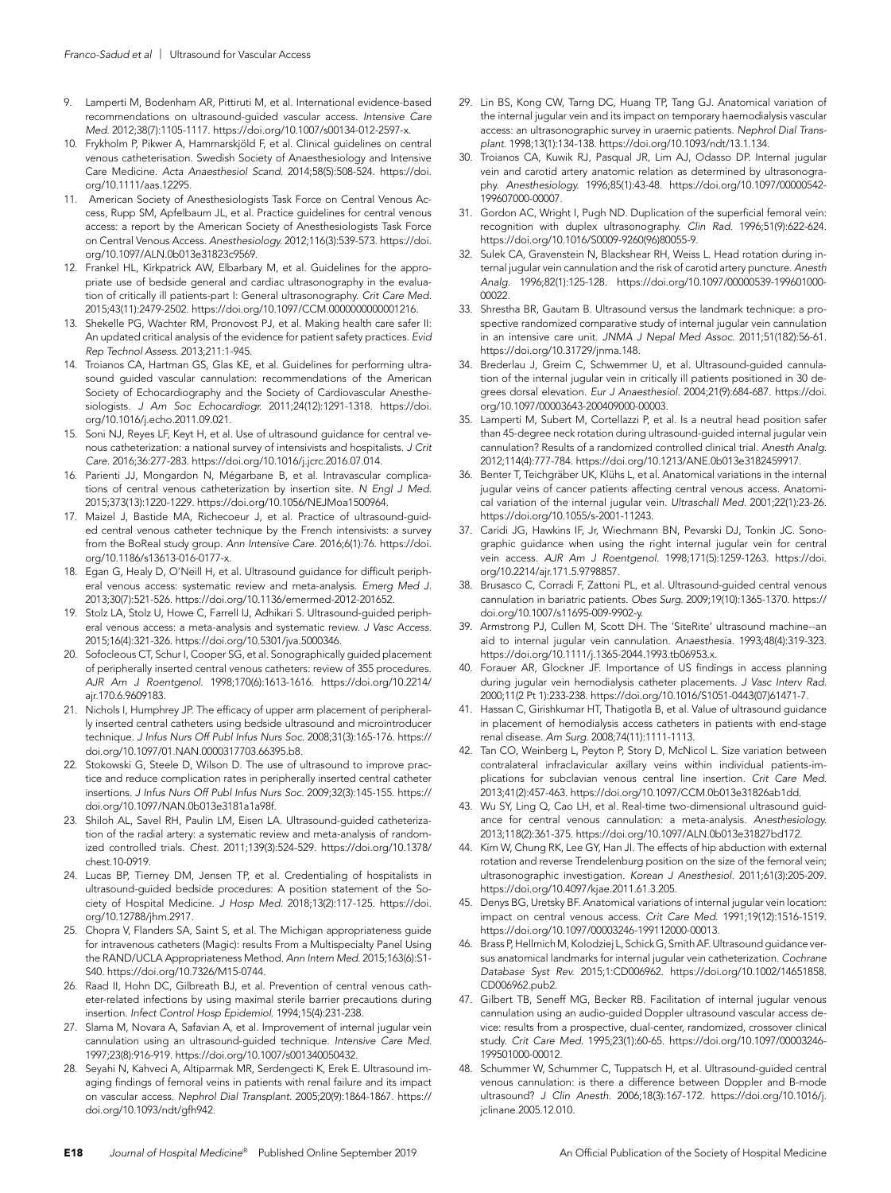9. Lamperti M, Bodenham AR, Pittiruti M, et al. International evidence-based recommendations on ultrasound-guided vascular access. *Intensive Care Med.* 2012;38(7):1105-1117. https://doi.org/10.1007/s00134-012-2597-x.
10. Frykholm P, Pikwer A, Hammarskjöld F, et al. Clinical guidelines on central venous catheterisation. Swedish Society of Anaesthesiology and Intensive Care Medicine. *Acta Anaesthesiol Scand.* 2014;58(5):508-524. https://doi.org/10.1111/aas.12295.
11. American Society of Anesthesiologists Task Force on Central Venous Access, Rupp SM, Apfelbaum JL, et al. Practice guidelines for central venous access: a report by the American Society of Anesthesiologists Task Force on Central Venous Access. *Anesthesiology.* 2012;116(3):539-573. https://doi.org/10.1097/ALN.0b013e31823c9569.
12. Frankel HL, Kirkpatrick AW, Elbarbary M, et al. Guidelines for the appropriate use of bedside general and cardiac ultrasonography in the evaluation of critically ill patients-part I: General ultrasonography. *Crit Care Med.* 2015;43(11):2479-2502. https://doi.org/10.1097/CCM.0000000000001216.
13. Shekelle PG, Wachter RM, Pronovost PJ, et al. Making health care safer II: An updated critical analysis of the evidence for patient safety practices. *Evid Rep Technol Assess.* 2013;211:1-945.
14. Troianos CA, Hartman GS, Glas KE, et al. Guidelines for performing ultrasound guided vascular cannulation: recommendations of the American Society of Echocardiography and the Society of Cardiovascular Anesthesiologists. *J Am Soc Echocardiogr.* 2011;24(12):1291-1318. https://doi.org/10.1016/j.echo.2011.09.021.
15. Soni NJ, Reyes LF, Keyt H, et al. Use of ultrasound guidance for central venous catheterization: a national survey of intensivists and hospitalists. *J Crit Care.* 2016;36:277-283. https://doi.org/10.1016/j.jcrc.2016.07.014.
16. Parienti JJ, Mongardon N, Mégarbane B, et al. Intravascular complications of central venous catheterization by insertion site. *N Engl J Med.* 2015;373(13):1220-1229. https://doi.org/10.1056/NEJMoa1500964.
17. Maizel J, Bastide MA, Richecoeur J, et al. Practice of ultrasound-guided central venous catheter technique by the French intensivists: a survey from the BoReal study group. *Ann Intensive Care.* 2016;6(1):76. https://doi.org/10.1186/s13613-016-0177-x.
18. Egan G, Healy D, O'Neill H, et al. Ultrasound guidance for difficult peripheral venous access: systematic review and meta-analysis. *Emerg Med J.* 2013;30(7):521-526. https://doi.org/10.1136/emermed-2012-201652.
19. Stolz LA, Stolz U, Howe C, Farrell IJ, Adhikari S. Ultrasound-guided peripheral venous access: a meta-analysis and systematic review. *J Vasc Access.* 2015;16(4):321-326. https://doi.org/10.5301/jva.5000346.
20. Sofocleous CT, Schur I, Cooper SG, et al. Sonographically guided placement of peripherally inserted central venous catheters: review of 355 procedures. *AJR Am J Roentgenol.* 1998;170(6):1613-1616. https://doi.org/10.2214/ajr.170.6.9609183.
21. Nichols I, Humphrey JP. The efficacy of upper arm placement of peripherally inserted central catheters using bedside ultrasound and microintroducer technique. *J Infus Nurs Off Publ Infus Nurs Soc.* 2008;31(3):165-176. https://doi.org/10.1097/01.NAN.0000317703.66395.b8.
22. Stokowski G, Steele D, Wilson D. The use of ultrasound to improve practice and reduce complication rates in peripherally inserted central catheter insertions. *J Infus Nurs Off Publ Infus Nurs Soc.* 2009;32(3):145-155. https://doi.org/10.1097/NAN.0b013e3181a1a98f.
23. Shiloh AL, Savel RH, Paulin LM, Eisen LA. Ultrasound-guided catheterization of the radial artery: a systematic review and meta-analysis of randomized controlled trials. *Chest.* 2011;139(3):524-529. https://doi.org/10.1378/chest.10-0919.
24. Lucas BP, Tierney DM, Jensen TP, et al. Credentialing of hospitalists in ultrasound-guided bedside procedures: A position statement of the Society of Hospital Medicine. *J Hosp Med.* 2018;13(2):117-125. https://doi.org/10.12788/jhm.2917.
25. Chopra V, Flanders SA, Saint S, et al. The Michigan appropriateness guide for intravenous catheters (Magic): results From a Multispecialty Panel Using the RAND/UCLA Appropriateness Method. *Ann Intern Med.* 2015;163(6):S1-S40. https://doi.org/10.7326/M15-0744.
26. Raad II, Hohn DC, Gilbreath BJ, et al. Prevention of central venous catheter-related infections by using maximal sterile barrier precautions during insertion. *Infect Control Hosp Epidemiol.* 1994;15(4):231-238.
27. Slama M, Novara A, Safavian A, et al. Improvement of internal jugular vein cannulation using an ultrasound-guided technique. *Intensive Care Med.* 1997;23(8):916-919. https://doi.org/10.1007/s001340050432.
28. Seyahi N, Kahveci A, Altiparmak MR, Serdengecti K, Erek E. Ultrasound imaging findings of femoral veins in patients with renal failure and its impact on vascular access. *Nephrol Dial Transplant.* 2005;20(9):1864-1867. https://doi.org/10.1093/ndt/gfh942.
29. Lin BS, Kong CW, Tarng DC, Huang TP, Tang GJ. Anatomical variation of the internal jugular vein and its impact on temporary haemodialysis vascular access: an ultrasonographic survey in uraemic patients. *Nephrol Dial Transplant.* 1998;13(1):134-138. https://doi.org/10.1093/ndt/13.1.134.
30. Troianos CA, Kuwik RJ, Pasqual JR, Lim AJ, Odasso DP. Internal jugular vein and carotid artery anatomic relation as determined by ultrasonography. *Anesthesiology.* 1996;85(1):43-48. https://doi.org/10.1097/00000542-199607000-00007.
31. Gordon AC, Wright I, Pugh ND. Duplication of the superficial femoral vein: recognition with duplex ultrasonography. *Clin Rad.* 1996;51(9):622-624. https://doi.org/10.1016/S0009-9260(96)80055-9.
32. Sulek CA, Gravenstein N, Blackshear RH, Weiss L. Head rotation during internal jugular vein cannulation and the risk of carotid artery puncture. *Anesth Analg.* 1996;82(1):125-128. https://doi.org/10.1097/00000539-199601000-00022.
33. Shrestha BR, Gautam B. Ultrasound versus the landmark technique: a prospective randomized comparative study of internal jugular vein cannulation in an intensive care unit. *JNMA J Nepal Med Assoc.* 2011;51(182):56-61. https://doi.org/10.31729/jnma.148.
34. Brederlau J, Greim C, Schwemmer U, et al. Ultrasound-guided cannulation of the internal jugular vein in critically ill patients positioned in 30 degrees dorsal elevation. *Eur J Anaesthesiol.* 2004;21(9):684-687. https://doi.org/10.1097/00003643-200409000-00003.
35. Lamperti M, Subert M, Cortellazzi P, et al. Is a neutral head position safer than 45-degree neck rotation during ultrasound-guided internal jugular vein cannulation? Results of a randomized controlled clinical trial. *Anesth Analg.* 2012;114(4):777-784. https://doi.org/10.1213/ANE.0b013e3182459917.
36. Benter T, Teichgräber UK, Klühs L, et al. Anatomical variations in the internal jugular veins of cancer patients affecting central venous access. Anatomical variation of the internal jugular vein. *Ultraschall Med.* 2001;22(1):23-26. https://doi.org/10.1055/s-2001-11243.
37. Caridi JG, Hawkins IF, Jr, Wiechmann BN, Pevarski DJ, Tonkin JC. Sonographic guidance when using the right internal jugular vein for central vein access. *AJR Am J Roentgenol.* 1998;171(5):1259-1263. https://doi.org/10.2214/ajr.171.5.9798857.
38. Brusasco C, Corradi F, Zattoni PL, et al. Ultrasound-guided central venous cannulation in bariatric patients. *Obes Surg.* 2009;19(10):1365-1370. https://doi.org/10.1007/s11695-009-9902-y.
39. Armstrong PJ, Cullen M, Scott DH. The 'SiteRite' ultrasound machine--an aid to internal jugular vein cannulation. *Anaesthesia.* 1993;48(4):319-323. https://doi.org/10.1111/j.1365-2044.1993.tb06953.x.
40. Forauer AR, Glockner JF. Importance of US findings in access planning during jugular vein hemodialysis catheter placements. *J Vasc Interv Rad.* 2000;11(2 Pt 1):233-238. https://doi.org/10.1016/S1051-0443(07)61471-7.
41. Hassan C, Girishkumar HT, Thatigotla B, et al. Value of ultrasound guidance in placement of hemodialysis access catheters in patients with end-stage renal disease. *Am Surg.* 2008;74(11):1111-1113.
42. Tan CO, Weinberg L, Peyton P, Story D, McNicol L. Size variation between contralateral infraclavicular axillary veins within individual patients-implications for subclavian venous central line insertion. *Crit Care Med.* 2013;41(2):457-463. https://doi.org/10.1097/CCM.0b013e31826ab1dd.
43. Wu SY, Ling Q, Cao LH, et al. Real-time two-dimensional ultrasound guidance for central venous cannulation: a meta-analysis. *Anesthesiology.* 2013;118(2):361-375. https://doi.org/10.1097/ALN.0b013e31827bd172.
44. Kim W, Chung RK, Lee GY, Han JI. The effects of hip abduction with external rotation and reverse Trendelenburg position on the size of the femoral vein; ultrasonographic investigation. *Korean J Anesthesiol.* 2011;61(3):205-209. https://doi.org/10.4097/kjae.2011.61.3.205.
45. Denys BG, Uretsky BF. Anatomical variations of internal jugular vein location: impact on central venous access. *Crit Care Med.* 1991;19(12):1516-1519. https://doi.org/10.1097/00003246-199112000-00013.
46. Brass P, Hellmich M, Kolodziej L, Schick G, Smith AF. Ultrasound guidance versus anatomical landmarks for internal jugular vein catheterization. *Cochrane Database Syst Rev.* 2015;1:CD006962. https://doi.org/10.1002/14651858.CD006962.pub2.
47. Gilbert TB, Seneff MG, Becker RB. Facilitation of internal jugular venous cannulation using an audio-guided Doppler ultrasound vascular access device: results from a prospective, dual-center, randomized, crossover clinical study. *Crit Care Med.* 1995;23(1):60-65. https://doi.org/10.1097/00003246-199501000-00012.
48. Schummer W, Schummer C, Tuppatsch H, et al. Ultrasound-guided central venous cannulation: is there a difference between Doppler and B-mode ultrasound? *J Clin Anesth.* 2006;18(3):167-172. https://doi.org/10.1016/j.jclinane.2005.12.010.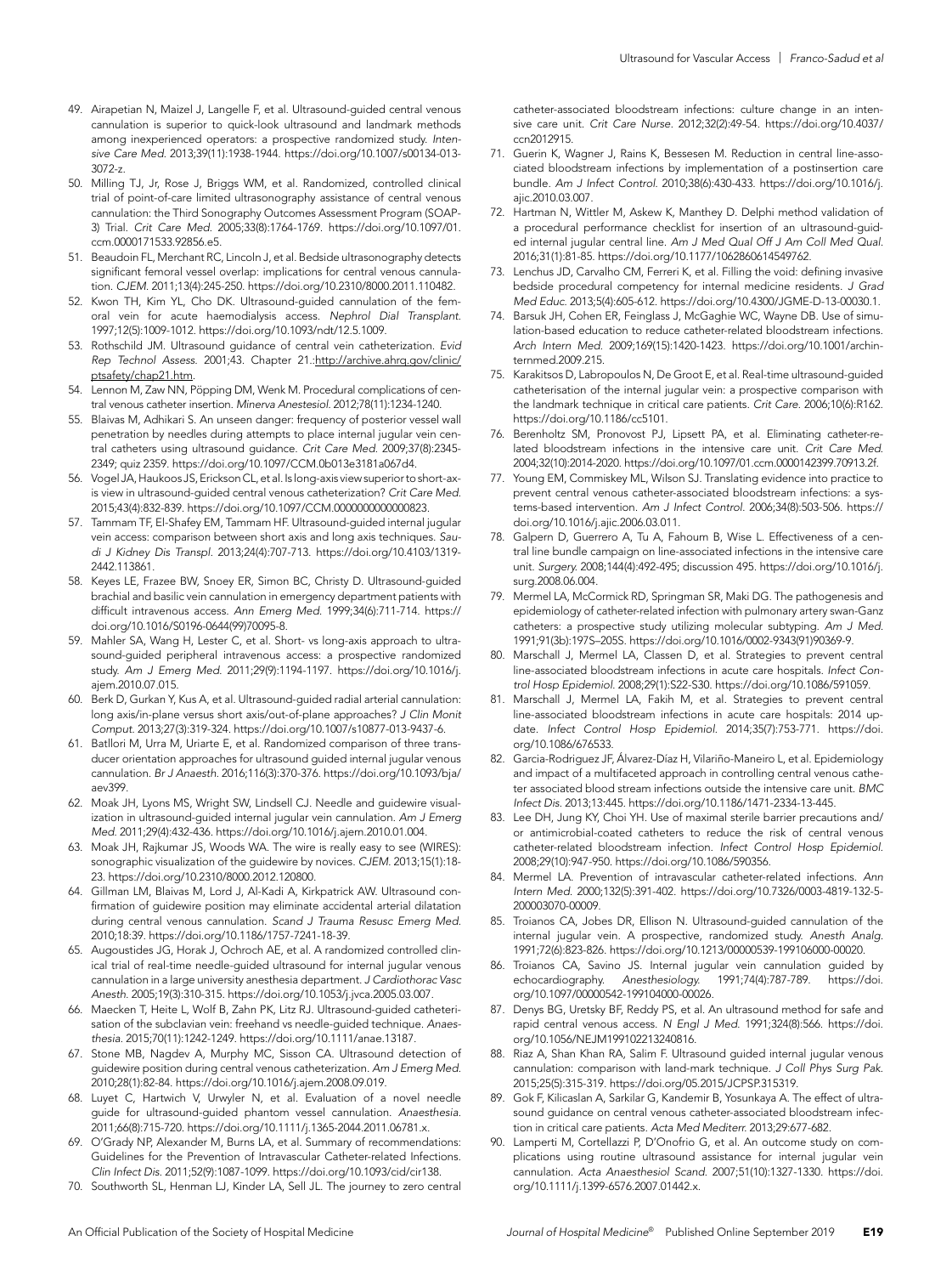49. Airapetian N, Maizel J, Langelle F, et al. Ultrasound-guided central venous cannulation is superior to quick-look ultrasound and landmark methods among inexperienced operators: a prospective randomized study. *Intensive Care Med.* 2013;39(11):1938-1944. https://doi.org/10.1007/s00134-013-3072-z.
50. Milling TJ, Jr, Rose J, Briggs WM, et al. Randomized, controlled clinical trial of point-of-care limited ultrasonography assistance of central venous cannulation: the Third Sonography Outcomes Assessment Program (SOAP-3) Trial. *Crit Care Med.* 2005;33(8):1764-1769. https://doi.org/10.1097/01.ccm.0000171533.92856.e5.
51. Beaudoin FL, Merchant RC, Lincoln J, et al. Bedside ultrasonography detects significant femoral vessel overlap: implications for central venous cannulation. *CJEM.* 2011;13(4):245-250. https://doi.org/10.2310/8000.2011.110482.
52. Kwon TH, Kim YL, Cho DK. Ultrasound-guided cannulation of the femoral vein for acute haemodialysis access. *Nephrol Dial Transplant.* 1997;12(5):1009-1012. https://doi.org/10.1093/ndt/12.5.1009.
53. Rothschild JM. Ultrasound guidance of central vein catheterization. *Evid Rep Technol Assess.* 2001;43. Chapter 21.:http://archive.ahrq.gov/clinic/ptsafety/chap21.htm.
54. Lennon M, Zaw NN, Pöpping DM, Wenk M. Procedural complications of central venous catheter insertion. *Minerva Anestesiol.* 2012;78(11):1234-1240.
55. Blaivas M, Adhikari S. An unseen danger: frequency of posterior vessel wall penetration by needles during attempts to place internal jugular vein central catheters using ultrasound guidance. *Crit Care Med.* 2009;37(8):2345-2349; quiz 2359. https://doi.org/10.1097/CCM.0b013e3181a067d4.
56. Vogel JA, Haukoos JS, Erickson CL, et al. Is long-axis view superior to short-axis view in ultrasound-guided central venous catheterization? *Crit Care Med.* 2015;43(4):832-839. https://doi.org/10.1097/CCM.0000000000000823.
57. Tammam TF, El-Shafey EM, Tammam HF. Ultrasound-guided internal jugular vein access: comparison between short axis and long axis techniques. *Saudi J Kidney Dis Transpl.* 2013;24(4):707-713. https://doi.org/10.4103/1319-2442.113861.
58. Keyes LE, Frazee BW, Snoey ER, Simon BC, Christy D. Ultrasound-guided brachial and basilic vein cannulation in emergency department patients with difficult intravenous access. *Ann Emerg Med.* 1999;34(6):711-714. https://doi.org/10.1016/S0196-0644(99)70095-8.
59. Mahler SA, Wang H, Lester C, et al. Short- vs long-axis approach to ultrasound-guided peripheral intravenous access: a prospective randomized study. *Am J Emerg Med.* 2011;29(9):1194-1197. https://doi.org/10.1016/j.ajem.2010.07.015.
60. Berk D, Gurkan Y, Kus A, et al. Ultrasound-guided radial arterial cannulation: long axis/in-plane versus short axis/out-of-plane approaches? *J Clin Monit Comput.* 2013;27(3):319-324. https://doi.org/10.1007/s10877-013-9437-6.
61. Batllori M, Urra M, Uriarte E, et al. Randomized comparison of three transducer orientation approaches for ultrasound guided internal jugular venous cannulation. *Br J Anaesth.* 2016;116(3):370-376. https://doi.org/10.1093/bja/aev399.
62. Moak JH, Lyons MS, Wright SW, Lindsell CJ. Needle and guidewire visualization in ultrasound-guided internal jugular vein cannulation. *Am J Emerg Med.* 2011;29(4):432-436. https://doi.org/10.1016/j.ajem.2010.01.004.
63. Moak JH, Rajkumar JS, Woods WA. The wire is really easy to see (WIRES): sonographic visualization of the guidewire by novices. *CJEM.* 2013;15(1):18-23. https://doi.org/10.2310/8000.2012.120800.
64. Gillman LM, Blaivas M, Lord J, Al-Kadi A, Kirkpatrick AW. Ultrasound confirmation of guidewire position may eliminate accidental arterial dilatation during central venous cannulation. *Scand J Trauma Resusc Emerg Med.* 2010;18:39. https://doi.org/10.1186/1757-7241-18-39.
65. Augoustides JG, Horak J, Ochroch AE, et al. A randomized controlled clinical trial of real-time needle-guided ultrasound for internal jugular venous cannulation in a large university anesthesia department. *J Cardiothorac Vasc Anesth.* 2005;19(3):310-315. https://doi.org/10.1053/j.jvca.2005.03.007.
66. Maecken T, Heite L, Wolf B, Zahn PK, Litz RJ. Ultrasound-guided catheterisation of the subclavian vein: freehand vs needle-guided technique. *Anaesthesia.* 2015;70(11):1242-1249. https://doi.org/10.1111/anae.13187.
67. Stone MB, Nagdev A, Murphy MC, Sisson CA. Ultrasound detection of guidewire position during central venous catheterization. *Am J Emerg Med.* 2010;28(1):82-84. https://doi.org/10.1016/j.ajem.2008.09.019.
68. Luyet C, Hartwich V, Urwyler N, et al. Evaluation of a novel needle guide for ultrasound-guided phantom vessel cannulation. *Anaesthesia.* 2011;66(8):715-720. https://doi.org/10.1111/j.1365-2044.2011.06781.x.
69. O'Grady NP, Alexander M, Burns LA, et al. Summary of recommendations: Guidelines for the Prevention of Intravascular Catheter-related Infections. *Clin Infect Dis.* 2011;52(9):1087-1099. https://doi.org/10.1093/cid/cir138.
70. Southworth SL, Henman LJ, Kinder LA, Sell JL. The journey to zero central catheter-associated bloodstream infections: culture change in an intensive care unit. *Crit Care Nurse.* 2012;32(2):49-54. https://doi.org/10.4037/ccn2012915.
71. Guerin K, Wagner J, Rains K, Bessesen M. Reduction in central line-associated bloodstream infections by implementation of a postinsertion care bundle. *Am J Infect Control.* 2010;38(6):430-433. https://doi.org/10.1016/j.ajic.2010.03.007.
72. Hartman N, Wittler M, Askew K, Manthey D. Delphi method validation of a procedural performance checklist for insertion of an ultrasound-guided internal jugular central line. *Am J Med Qual Off J Am Coll Med Qual.* 2016;31(1):81-85. https://doi.org/10.1177/1062860614549762.
73. Lenchus JD, Carvalho CM, Ferreri K, et al. Filling the void: defining invasive bedside procedural competency for internal medicine residents. *J Grad Med Educ.* 2013;5(4):605-612. https://doi.org/10.4300/JGME-D-13-00030.1.
74. Barsuk JH, Cohen ER, Feinglass J, McGaghie WC, Wayne DB. Use of simulation-based education to reduce catheter-related bloodstream infections. *Arch Intern Med.* 2009;169(15):1420-1423. https://doi.org/10.1001/archinternmed.2009.215.
75. Karakitsos D, Labropoulos N, De Groot E, et al. Real-time ultrasound-guided catheterisation of the internal jugular vein: a prospective comparison with the landmark technique in critical care patients. *Crit Care.* 2006;10(6):R162. https://doi.org/10.1186/cc5101.
76. Berenholtz SM, Pronovost PJ, Lipsett PA, et al. Eliminating catheter-related bloodstream infections in the intensive care unit. *Crit Care Med.* 2004;32(10):2014-2020. https://doi.org/10.1097/01.ccm.0000142399.70913.2f.
77. Young EM, Commiskey ML, Wilson SJ. Translating evidence into practice to prevent central venous catheter-associated bloodstream infections: a systems-based intervention. *Am J Infect Control.* 2006;34(8):503-506. https://doi.org/10.1016/j.ajic.2006.03.011.
78. Galpern D, Guerrero A, Tu A, Fahoum B, Wise L. Effectiveness of a central line bundle campaign on line-associated infections in the intensive care unit. *Surgery.* 2008;144(4):492-495; discussion 495. https://doi.org/10.1016/j.surg.2008.06.004.
79. Mermel LA, McCormick RD, Springman SR, Maki DG. The pathogenesis and epidemiology of catheter-related infection with pulmonary artery swan-Ganz catheters: a prospective study utilizing molecular subtyping. *Am J Med.* 1991;91(3b):197S–205S. https://doi.org/10.1016/0002-9343(91)90369-9.
80. Marschall J, Mermel LA, Classen D, et al. Strategies to prevent central line-associated bloodstream infections in acute care hospitals. *Infect Control Hosp Epidemiol.* 2008;29(1):S22-S30. https://doi.org/10.1086/591059.
81. Marschall J, Mermel LA, Fakih M, et al. Strategies to prevent central line-associated bloodstream infections in acute care hospitals: 2014 update. *Infect Control Hosp Epidemiol.* 2014;35(7):753-771. https://doi.org/10.1086/676533.
82. Garcia-Rodriguez JF, Álvarez-Díaz H, Vilariño-Maneiro L, et al. Epidemiology and impact of a multifaceted approach in controlling central venous catheter associated blood stream infections outside the intensive care unit. *BMC Infect Dis.* 2013;13:445. https://doi.org/10.1186/1471-2334-13-445.
83. Lee DH, Jung KY, Choi YH. Use of maximal sterile barrier precautions and/or antimicrobial-coated catheters to reduce the risk of central venous catheter-related bloodstream infection. *Infect Control Hosp Epidemiol.* 2008;29(10):947-950. https://doi.org/10.1086/590356.
84. Mermel LA. Prevention of intravascular catheter-related infections. *Ann Intern Med.* 2000;132(5):391-402. https://doi.org/10.7326/0003-4819-132-5-200003070-00009.
85. Troianos CA, Jobes DR, Ellison N. Ultrasound-guided cannulation of the internal jugular vein. A prospective, randomized study. *Anesth Analg.* 1991;72(6):823-826. https://doi.org/10.1213/00000539-199106000-00020.
86. Troianos CA, Savino JS. Internal jugular vein cannulation guided by echocardiography. *Anesthesiology.* 1991;74(4):787-789. https://doi.org/10.1097/00000542-199104000-00026.
87. Denys BG, Uretsky BF, Reddy PS, et al. An ultrasound method for safe and rapid central venous access. *N Engl J Med.* 1991;324(8):566. https://doi.org/10.1056/NEJM199102213240816.
88. Riaz A, Shan Khan RA, Salim F. Ultrasound guided internal jugular venous cannulation: comparison with land-mark technique. *J Coll Phys Surg Pak.* 2015;25(5):315-319. https://doi.org/05.2015/JCPSP.315319.
89. Gok F, Kilicaslan A, Sarkilar G, Kandemir B, Yosunkaya A. The effect of ultrasound guidance on central venous catheter-associated bloodstream infection in critical care patients. *Acta Med Mediterr.* 2013;29:677-682.
90. Lamperti M, Cortellazzi P, D'Onofrio G, et al. An outcome study on complications using routine ultrasound assistance for internal jugular vein cannulation. *Acta Anaesthesiol Scand.* 2007;51(10):1327-1330. https://doi.org/10.1111/j.1399-6576.2007.01442.x.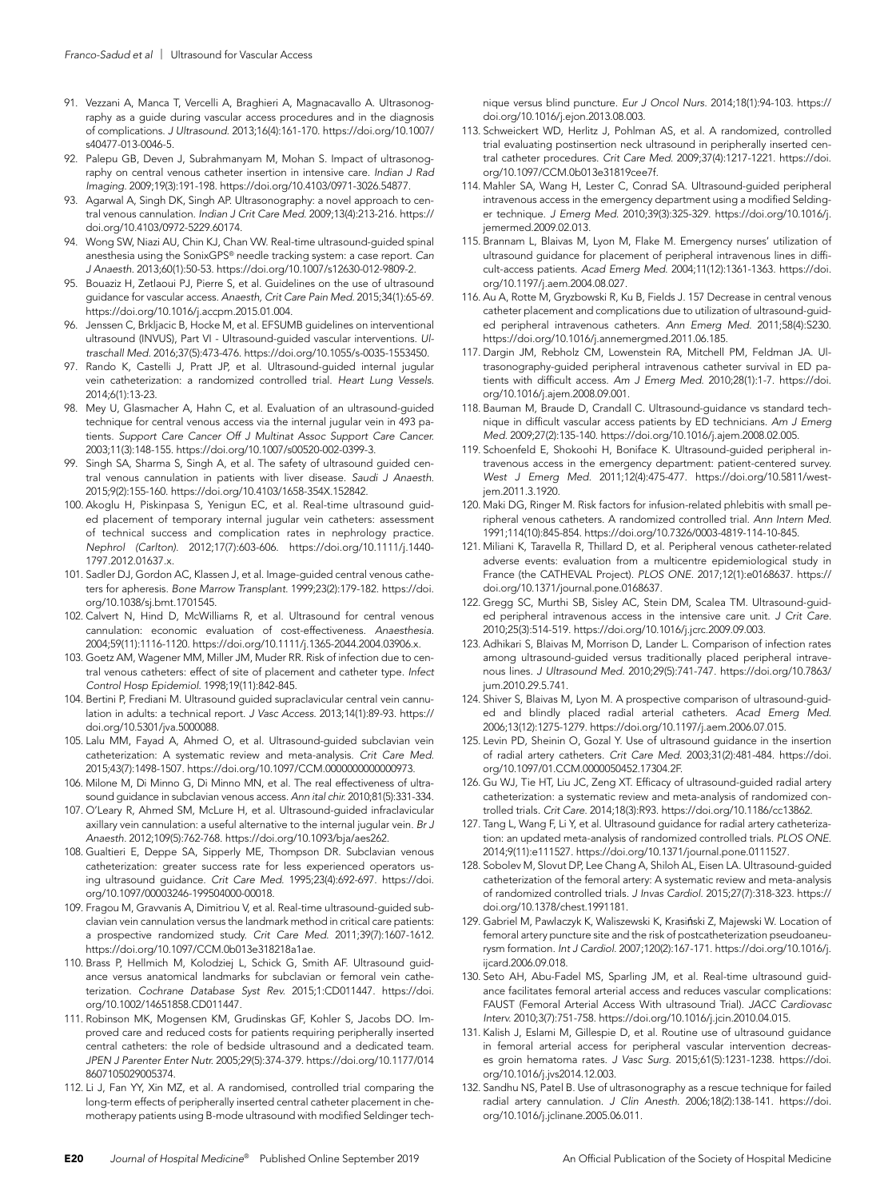91. Vezzani A, Manca T, Vercelli A, Braghieri A, Magnacavallo A. Ultrasonography as a guide during vascular access procedures and in the diagnosis of complications. *J Ultrasound*. 2013;16(4):161-170. https://doi.org/10.1007/s40477-013-0046-5.
92. Palepu GB, Deven J, Subrahmanyam M, Mohan S. Impact of ultrasonography on central venous catheter insertion in intensive care. *Indian J Rad Imaging*. 2009;19(3):191-198. https://doi.org/10.4103/0971-3026.54877.
93. Agarwal A, Singh DK, Singh AP. Ultrasonography: a novel approach to central venous cannulation. *Indian J Crit Care Med*. 2009;13(4):213-216. https://doi.org/10.4103/0972-5229.60174.
94. Wong SW, Niazi AU, Chin KJ, Chan VW. Real-time ultrasound-guided spinal anesthesia using the SonixGPS® needle tracking system: a case report. *Can J Anaesth*. 2013;60(1):50-53. https://doi.org/10.1007/s12630-012-9809-2.
95. Bouaziz H, Zetlaoui PJ, Pierre S, et al. Guidelines on the use of ultrasound guidance for vascular access. *Anaesth, Crit Care Pain Med*. 2015;34(1):65-69. https://doi.org/10.1016/j.accpm.2015.01.004.
96. Jenssen C, Brkljacic B, Hocke M, et al. EFSUMB guidelines on interventional ultrasound (INVUS), Part VI - Ultrasound-guided vascular interventions. *Ultraschall Med*. 2016;37(5):473-476. https://doi.org/10.1055/s-0035-1553450.
97. Rando K, Castelli J, Pratt JP, et al. Ultrasound-guided internal jugular vein catheterization: a randomized controlled trial. *Heart Lung Vessels*. 2014;6(1):13-23.
98. Mey U, Glasmacher A, Hahn C, et al. Evaluation of an ultrasound-guided technique for central venous access via the internal jugular vein in 493 patients. *Support Care Cancer Off J Multinat Assoc Support Care Cancer*. 2003;11(3):148-155. https://doi.org/10.1007/s00520-002-0399-3.
99. Singh SA, Sharma S, Singh A, et al. The safety of ultrasound guided central venous cannulation in patients with liver disease. *Saudi J Anaesth*. 2015;9(2):155-160. https://doi.org/10.4103/1658-354X.152842.
100. Akoglu H, Piskinpasa S, Yenigun EC, et al. Real-time ultrasound guided placement of temporary internal jugular vein catheters: assessment of technical success and complication rates in nephrology practice. *Nephrol (Carlton)*. 2012;17(7):603-606. https://doi.org/10.1111/j.1440-1797.2012.01637.x.
101. Sadler DJ, Gordon AC, Klassen J, et al. Image-guided central venous catheters for apheresis. *Bone Marrow Transplant*. 1999;23(2):179-182. https://doi.org/10.1038/sj.bmt.1701545.
102. Calvert N, Hind D, McWilliams R, et al. Ultrasound for central venous cannulation: economic evaluation of cost-effectiveness. *Anaesthesia*. 2004;59(11):1116-1120. https://doi.org/10.1111/j.1365-2044.2004.03906.x.
103. Goetz AM, Wagener MM, Miller JM, Muder RR. Risk of infection due to central venous catheters: effect of site of placement and catheter type. *Infect Control Hosp Epidemiol*. 1998;19(11):842-845.
104. Bertini P, Frediani M. Ultrasound guided supraclavicular central vein cannulation in adults: a technical report. *J Vasc Access*. 2013;14(1):89-93. https://doi.org/10.5301/jva.5000088.
105. Lalu MM, Fayad A, Ahmed O, et al. Ultrasound-guided subclavian vein catheterization: A systematic review and meta-analysis. *Crit Care Med*. 2015;43(7):1498-1507. https://doi.org/10.1097/CCM.0000000000000973.
106. Milone M, Di Minno G, Di Minno MN, et al. The real effectiveness of ultrasound guidance in subclavian venous access. *Ann ital chir*. 2010;81(5):331-334.
107. O'Leary R, Ahmed SM, McLure H, et al. Ultrasound-guided infraclavicular axillary vein cannulation: a useful alternative to the internal jugular vein. *Br J Anaesth*. 2012;109(5):762-768. https://doi.org/10.1093/bja/aes262.
108. Gualtieri E, Deppe SA, Sipperly ME, Thompson DR. Subclavian venous catheterization: greater success rate for less experienced operators using ultrasound guidance. *Crit Care Med*. 1995;23(4):692-697. https://doi.org/10.1097/00003246-199504000-00018.
109. Fragou M, Gravvanis A, Dimitriou V, et al. Real-time ultrasound-guided subclavian vein cannulation versus the landmark method in critical care patients: a prospective randomized study. *Crit Care Med*. 2011;39(7):1607-1612. https://doi.org/10.1097/CCM.0b013e318218a1ae.
110. Brass P, Hellmich M, Kolodziej L, Schick G, Smith AF. Ultrasound guidance versus anatomical landmarks for subclavian or femoral vein catheterization. *Cochrane Database Syst Rev*. 2015;1:CD011447. https://doi.org/10.1002/14651858.CD011447.
111. Robinson MK, Mogensen KM, Grudinskas GF, Kohler S, Jacobs DO. Improved care and reduced costs for patients requiring peripherally inserted central catheters: the role of bedside ultrasound and a dedicated team. *JPEN J Parenter Enter Nutr*. 2005;29(5):374-379. https://doi.org/10.1177/0148607105029005374.
112. Li J, Fan YY, Xin MZ, et al. A randomised, controlled trial comparing the long-term effects of peripherally inserted central catheter placement in chemotherapy patients using B-mode ultrasound with modified Seldinger technique versus blind puncture. *Eur J Oncol Nurs*. 2014;18(1):94-103. https://doi.org/10.1016/j.ejon.2013.08.003.
113. Schweickert WD, Herlitz J, Pohlman AS, et al. A randomized, controlled trial evaluating postinsertion neck ultrasound in peripherally inserted central catheter procedures. *Crit Care Med*. 2009;37(4):1217-1221. https://doi.org/10.1097/CCM.0b013e31819cee7f.
114. Mahler SA, Wang H, Lester C, Conrad SA. Ultrasound-guided peripheral intravenous access in the emergency department using a modified Seldinger technique. *J Emerg Med*. 2010;39(3):325-329. https://doi.org/10.1016/j.jemermed.2009.02.013.
115. Brannam L, Blaivas M, Lyon M, Flake M. Emergency nurses' utilization of ultrasound guidance for placement of peripheral intravenous lines in difficult-access patients. *Acad Emerg Med*. 2004;11(12):1361-1363. https://doi.org/10.1197/j.aem.2004.08.027.
116. Au A, Rotte M, Gryzbowski R, Ku B, Fields J. 157 Decrease in central venous catheter placement and complications due to utilization of ultrasound-guided peripheral intravenous catheters. *Ann Emerg Med*. 2011;58(4):S230. https://doi.org/10.1016/j.annemergmed.2011.06.185.
117. Dargin JM, Rebholz CM, Lowenstein RA, Mitchell PM, Feldman JA. Ultrasonography-guided peripheral intravenous catheter survival in ED patients with difficult access. *Am J Emerg Med*. 2010;28(1):1-7. https://doi.org/10.1016/j.ajem.2008.09.001.
118. Bauman M, Braude D, Crandall C. Ultrasound-guidance vs standard technique in difficult vascular access patients by ED technicians. *Am J Emerg Med*. 2009;27(2):135-140. https://doi.org/10.1016/j.ajem.2008.02.005.
119. Schoenfeld E, Shokoohi H, Boniface K. Ultrasound-guided peripheral intravenous access in the emergency department: patient-centered survey. *West J Emerg Med*. 2011;12(4):475-477. https://doi.org/10.5811/westjem.2011.3.1920.
120. Maki DG, Ringer M. Risk factors for infusion-related phlebitis with small peripheral venous catheters. A randomized controlled trial. *Ann Intern Med*. 1991;114(10):845-854. https://doi.org/10.7326/0003-4819-114-10-845.
121. Miliani K, Taravella R, Thillard D, et al. Peripheral venous catheter-related adverse events: evaluation from a multicentre epidemiological study in France (the CATHEVAL Project). *PLOS ONE*. 2017;12(1):e0168637. https://doi.org/10.1371/journal.pone.0168637.
122. Gregg SC, Murthi SB, Sisley AC, Stein DM, Scalea TM. Ultrasound-guided peripheral intravenous access in the intensive care unit. *J Crit Care*. 2010;25(3):514-519. https://doi.org/10.1016/j.jcrc.2009.09.003.
123. Adhikari S, Blaivas M, Morrison D, Lander L. Comparison of infection rates among ultrasound-guided versus traditionally placed peripheral intravenous lines. *J Ultrasound Med*. 2010;29(5):741-747. https://doi.org/10.7863/jum.2010.29.5.741.
124. Shiver S, Blaivas M, Lyon M. A prospective comparison of ultrasound-guided and blindly placed radial arterial catheters. *Acad Emerg Med*. 2006;13(12):1275-1279. https://doi.org/10.1197/j.aem.2006.07.015.
125. Levin PD, Sheinin O, Gozal Y. Use of ultrasound guidance in the insertion of radial artery catheters. *Crit Care Med*. 2003;31(2):481-484. https://doi.org/10.1097/01.CCM.0000050452.17304.2F.
126. Gu WJ, Tie HT, Liu JC, Zeng XT. Efficacy of ultrasound-guided radial artery catheterization: a systematic review and meta-analysis of randomized controlled trials. *Crit Care*. 2014;18(3):R93. https://doi.org/10.1186/cc13862.
127. Tang L, Wang F, Li Y, et al. Ultrasound guidance for radial artery catheterization: an updated meta-analysis of randomized controlled trials. *PLOS ONE*. 2014;9(11):e111527. https://doi.org/10.1371/journal.pone.0111527.
128. Sobolev M, Slovut DP, Lee Chang A, Shiloh AL, Eisen LA. Ultrasound-guided catheterization of the femoral artery: A systematic review and meta-analysis of randomized controlled trials. *J Invas Cardiol*. 2015;27(7):318-323. https://doi.org/10.1378/chest.1991181.
129. Gabriel M, Pawlaczyk K, Waliszewski K, Krasiński Z, Majewski W. Location of femoral artery puncture site and the risk of postcatheterization pseudoaneurysm formation. *Int J Cardiol*. 2007;120(2):167-171. https://doi.org/10.1016/j.ijcard.2006.09.018.
130. Seto AH, Abu-Fadel MS, Sparling JM, et al. Real-time ultrasound guidance facilitates femoral arterial access and reduces vascular complications: FAUST (Femoral Arterial Access With ultrasound Trial). *JACC Cardiovasc Interv*. 2010;3(7):751-758. https://doi.org/10.1016/j.jcin.2010.04.015.
131. Kalish J, Eslami M, Gillespie D, et al. Routine use of ultrasound guidance in femoral arterial access for peripheral vascular intervention decreases groin hematoma rates. *J Vasc Surg*. 2015;61(5):1231-1238. https://doi.org/10.1016/j.jvs2014.12.003.
132. Sandhu NS, Patel B. Use of ultrasonography as a rescue technique for failed radial artery cannulation. *J Clin Anesth*. 2006;18(2):138-141. https://doi.org/10.1016/j.jclinane.2005.06.011.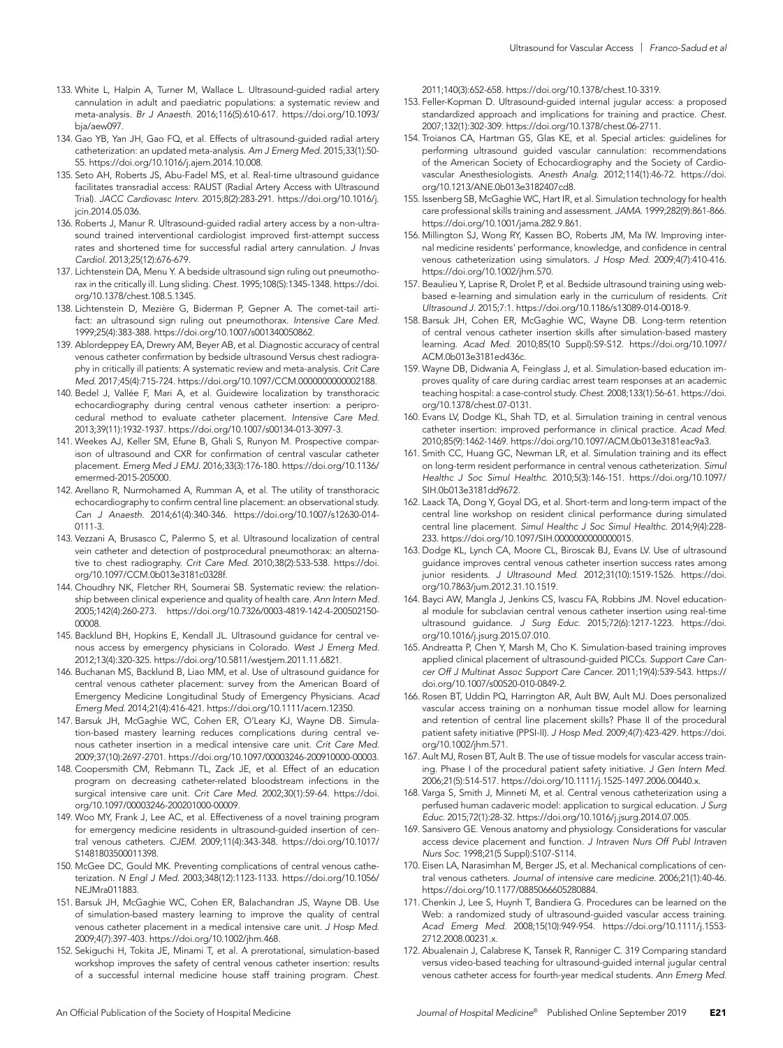133. White L, Halpin A, Turner M, Wallace L. Ultrasound-guided radial artery cannulation in adult and paediatric populations: a systematic review and meta-analysis. *Br J Anaesth.* 2016;116(5):610-617. https://doi.org/10.1093/bja/aew097.
134. Gao YB, Yan JH, Gao FQ, et al. Effects of ultrasound-guided radial artery catheterization: an updated meta-analysis. *Am J Emerg Med.* 2015;33(1):50-55. https://doi.org/10.1016/j.ajem.2014.10.008.
135. Seto AH, Roberts JS, Abu-Fadel MS, et al. Real-time ultrasound guidance facilitates transradial access: RAUST (Radial Artery Access with Ultrasound Trial). *JACC Cardiovasc Interv.* 2015;8(2):283-291. https://doi.org/10.1016/j.jcin.2014.05.036.
136. Roberts J, Manur R. Ultrasound-guided radial artery access by a non-ultrasound trained interventional cardiologist improved first-attempt success rates and shortened time for successful radial artery cannulation. *J Invas Cardiol.* 2013;25(12):676-679.
137. Lichtenstein DA, Menu Y. A bedside ultrasound sign ruling out pneumothorax in the critically ill. Lung sliding. *Chest.* 1995;108(5):1345-1348. https://doi.org/10.1378/chest.108.5.1345.
138. Lichtenstein D, Mezière G, Biderman P, Gepner A. The comet-tail artifact: an ultrasound sign ruling out pneumothorax. *Intensive Care Med.* 1999;25(4):383-388. https://doi.org/10.1007/s001340050862.
139. Ablordeppey EA, Drewry AM, Beyer AB, et al. Diagnostic accuracy of central venous catheter confirmation by bedside ultrasound Versus chest radiography in critically ill patients: A systematic review and meta-analysis. *Crit Care Med.* 2017;45(4):715-724. https://doi.org/10.1097/CCM.0000000000002188.
140. Bedel J, Vallée F, Mari A, et al. Guidewire localization by transthoracic echocardiography during central venous catheter insertion: a periprocedural method to evaluate catheter placement. *Intensive Care Med.* 2013;39(11):1932-1937. https://doi.org/10.1007/s00134-013-3097-3.
141. Weekes AJ, Keller SM, Efune B, Ghali S, Runyon M. Prospective comparison of ultrasound and CXR for confirmation of central vascular catheter placement. *Emerg Med J EMJ.* 2016;33(3):176-180. https://doi.org/10.1136/emermed-2015-205000.
142. Arellano R, Nurmohamed A, Rumman A, et al. The utility of transthoracic echocardiography to confirm central line placement: an observational study. *Can J Anaesth.* 2014;61(4):340-346. https://doi.org/10.1007/s12630-014-0111-3.
143. Vezzani A, Brusasco C, Palermo S, et al. Ultrasound localization of central vein catheter and detection of postprocedural pneumothorax: an alternative to chest radiography. *Crit Care Med.* 2010;38(2):533-538. https://doi.org/10.1097/CCM.0b013e3181c0328f.
144. Choudhry NK, Fletcher RH, Soumerai SB. Systematic review: the relationship between clinical experience and quality of health care. *Ann Intern Med.* 2005;142(4):260-273. https://doi.org/10.7326/0003-4819-142-4-200502150-00008.
145. Backlund BH, Hopkins E, Kendall JL. Ultrasound guidance for central venous access by emergency physicians in Colorado. *West J Emerg Med.* 2012;13(4):320-325. https://doi.org/10.5811/westjem.2011.11.6821.
146. Buchanan MS, Backlund B, Liao MM, et al. Use of ultrasound guidance for central venous catheter placement: survey from the American Board of Emergency Medicine Longitudinal Study of Emergency Physicians. *Acad Emerg Med.* 2014;21(4):416-421. https://doi.org/10.1111/acem.12350.
147. Barsuk JH, McGaghie WC, Cohen ER, O'Leary KJ, Wayne DB. Simulation-based mastery learning reduces complications during central venous catheter insertion in a medical intensive care unit. *Crit Care Med.* 2009;37(10):2697-2701. https://doi.org/10.1097/00003246-200910000-00003.
148. Coopersmith CM, Rebmann TL, Zack JE, et al. Effect of an education program on decreasing catheter-related bloodstream infections in the surgical intensive care unit. *Crit Care Med.* 2002;30(1):59-64. https://doi.org/10.1097/00003246-200201000-00009.
149. Woo MY, Frank J, Lee AC, et al. Effectiveness of a novel training program for emergency medicine residents in ultrasound-guided insertion of central venous catheters. *CJEM.* 2009;11(4):343-348. https://doi.org/10.1017/S1481803500011398.
150. McGee DC, Gould MK. Preventing complications of central venous catheterization. *N Engl J Med.* 2003;348(12):1123-1133. https://doi.org/10.1056/NEJMra011883.
151. Barsuk JH, McGaghie WC, Cohen ER, Balachandran JS, Wayne DB. Use of simulation-based mastery learning to improve the quality of central venous catheter placement in a medical intensive care unit. *J Hosp Med.* 2009;4(7):397-403. https://doi.org/10.1002/jhm.468.
152. Sekiguchi H, Tokita JE, Minami T, et al. A prerotational, simulation-based workshop improves the safety of central venous catheter insertion: results of a successful internal medicine house staff training program. *Chest.* 2011;140(3):652-658. https://doi.org/10.1378/chest.10-3319.
153. Feller-Kopman D. Ultrasound-guided internal jugular access: a proposed standardized approach and implications for training and practice. *Chest.* 2007;132(1):302-309. https://doi.org/10.1378/chest.06-2711.
154. Troianos CA, Hartman GS, Glas KE, et al. Special articles: guidelines for performing ultrasound guided vascular cannulation: recommendations of the American Society of Echocardiography and the Society of Cardiovascular Anesthesiologists. *Anesth Analg.* 2012;114(1):46-72. https://doi.org/10.1213/ANE.0b013e3182407cd8.
155. Issenberg SB, McGaghie WC, Hart IR, et al. Simulation technology for health care professional skills training and assessment. *JAMA.* 1999;282(9):861-866. https://doi.org/10.1001/jama.282.9.861.
156. Millington SJ, Wong RY, Kassen BO, Roberts JM, Ma IW. Improving internal medicine residents' performance, knowledge, and confidence in central venous catheterization using simulators. *J Hosp Med.* 2009;4(7):410-416. https://doi.org/10.1002/jhm.570.
157. Beaulieu Y, Laprise R, Drolet P, et al. Bedside ultrasound training using web-based e-learning and simulation early in the curriculum of residents. *Crit Ultrasound J.* 2015;7:1. https://doi.org/10.1186/s13089-014-0018-9.
158. Barsuk JH, Cohen ER, McGaghie WC, Wayne DB. Long-term retention of central venous catheter insertion skills after simulation-based mastery learning. *Acad Med.* 2010;85(10 Suppl):S9-S12. https://doi.org/10.1097/ACM.0b013e3181ed436c.
159. Wayne DB, Didwania A, Feinglass J, et al. Simulation-based education improves quality of care during cardiac arrest team responses at an academic teaching hospital: a case-control study. *Chest.* 2008;133(1):56-61. https://doi.org/10.1378/chest.07-0131.
160. Evans LV, Dodge KL, Shah TD, et al. Simulation training in central venous catheter insertion: improved performance in clinical practice. *Acad Med.* 2010;85(9):1462-1469. https://doi.org/10.1097/ACM.0b013e3181eac9a3.
161. Smith CC, Huang GC, Newman LR, et al. Simulation training and its effect on long-term resident performance in central venous catheterization. *Simul Healthc J Soc Simul Healthc.* 2010;5(3):146-151. https://doi.org/10.1097/SIH.0b013e3181dd9672.
162. Laack TA, Dong Y, Goyal DG, et al. Short-term and long-term impact of the central line workshop on resident clinical performance during simulated central line placement. *Simul Healthc J Soc Simul Healthc.* 2014;9(4):228-233. https://doi.org/10.1097/SIH.0000000000000015.
163. Dodge KL, Lynch CA, Moore CL, Biroscak BJ, Evans LV. Use of ultrasound guidance improves central venous catheter insertion success rates among junior residents. *J Ultrasound Med.* 2012;31(10):1519-1526. https://doi.org/10.7863/jum.2012.31.10.1519.
164. Bayci AW, Mangla J, Jenkins CS, Ivascu FA, Robbins JM. Novel educational module for subclavian central venous catheter insertion using real-time ultrasound guidance. *J Surg Educ.* 2015;72(6):1217-1223. https://doi.org/10.1016/j.jsurg.2015.07.010.
165. Andreatta P, Chen Y, Marsh M, Cho K. Simulation-based training improves applied clinical placement of ultrasound-guided PICCs. *Support Care Cancer Off J Multinat Assoc Support Care Cancer.* 2011;19(4):539-543. https://doi.org/10.1007/s00520-010-0849-2.
166. Rosen BT, Uddin PQ, Harrington AR, Ault BW, Ault MJ. Does personalized vascular access training on a nonhuman tissue model allow for learning and retention of central line placement skills? Phase II of the procedural patient safety initiative (PPSI-II). *J Hosp Med.* 2009;4(7):423-429. https://doi.org/10.1002/jhm.571.
167. Ault MJ, Rosen BT, Ault B. The use of tissue models for vascular access training. Phase I of the procedural patient safety initiative. *J Gen Intern Med.* 2006;21(5):514-517. https://doi.org/10.1111/j.1525-1497.2006.00440.x.
168. Varga S, Smith J, Minneti M, et al. Central venous catheterization using a perfused human cadaveric model: application to surgical education. *J Surg Educ.* 2015;72(1):28-32. https://doi.org/10.1016/j.jsurg.2014.07.005.
169. Sansivero GE. Venous anatomy and physiology. Considerations for vascular access device placement and function. *J Intraven Nurs Off Publ Intraven Nurs Soc.* 1998;21(5 Suppl):S107-S114.
170. Eisen LA, Narasimhan M, Berger JS, et al. Mechanical complications of central venous catheters. *Journal of intensive care medicine.* 2006;21(1):40-46. https://doi.org/10.1177/0885066605280884.
171. Chenkin J, Lee S, Huynh T, Bandiera G. Procedures can be learned on the Web: a randomized study of ultrasound-guided vascular access training. *Acad Emerg Med.* 2008;15(10):949-954. https://doi.org/10.1111/j.1553-2712.2008.00231.x.
172. Abualenain J, Calabrese K, Tansek R, Ranniger C. 319 Comparing standard versus video-based teaching for ultrasound-guided internal jugular central venous catheter access for fourth-year medical students. *Ann Emerg Med.*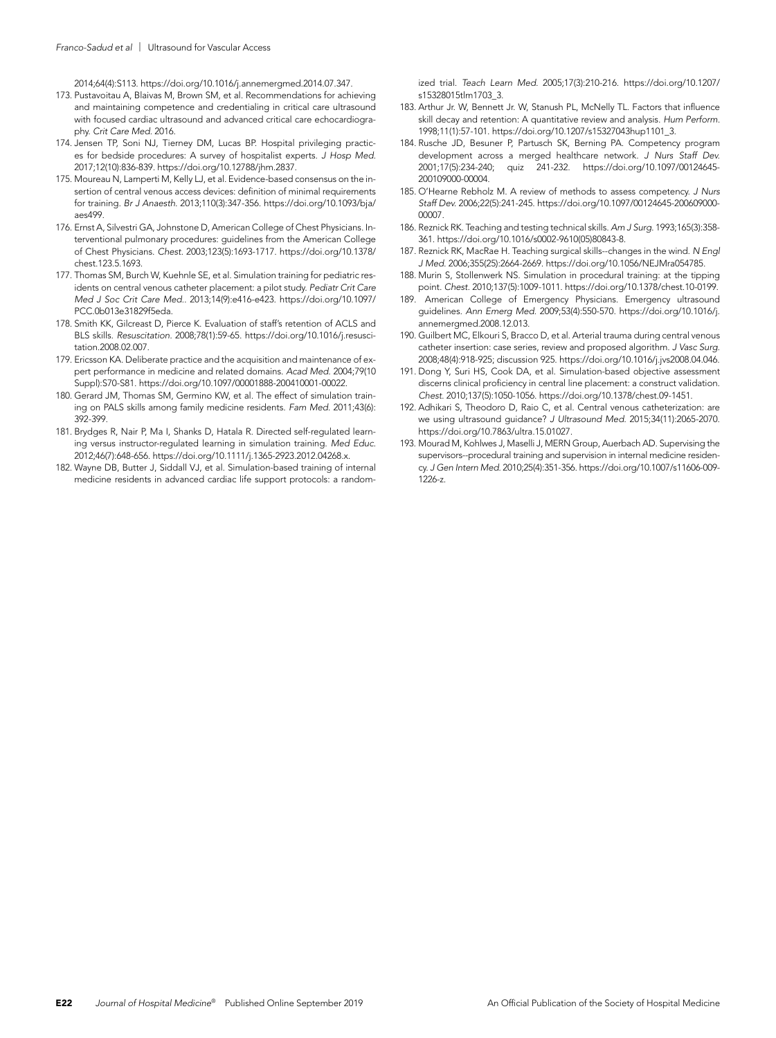2014;64(4):S113. https://doi.org/10.1016/j.annemergmed.2014.07.347.

173. Pustavoitau A, Blaivas M, Brown SM, et al. Recommendations for achieving and maintaining competence and credentialing in critical care ultrasound with focused cardiac ultrasound and advanced critical care echocardiography. *Crit Care Med.* 2016.
174. Jensen TP, Soni NJ, Tierney DM, Lucas BP. Hospital privileging practices for bedside procedures: A survey of hospitalist experts. *J Hosp Med.* 2017;12(10):836-839. https://doi.org/10.12788/jhm.2837.
175. Moureau N, Lamperti M, Kelly LJ, et al. Evidence-based consensus on the insertion of central venous access devices: definition of minimal requirements for training. *Br J Anaesth.* 2013;110(3):347-356. https://doi.org/10.1093/bja/aes499.
176. Ernst A, Silvestri GA, Johnstone D, American College of Chest Physicians. Interventional pulmonary procedures: guidelines from the American College of Chest Physicians. *Chest.* 2003;123(5):1693-1717. https://doi.org/10.1378/chest.123.5.1693.
177. Thomas SM, Burch W, Kuehnle SE, et al. Simulation training for pediatric residents on central venous catheter placement: a pilot study. *Pediatr Crit Care Med J Soc Crit Care Med.*. 2013;14(9):e416-e423. https://doi.org/10.1097/PCC.0b013e31829f5eda.
178. Smith KK, Gilcreast D, Pierce K. Evaluation of staff's retention of ACLS and BLS skills. *Resuscitation.* 2008;78(1):59-65. https://doi.org/10.1016/j.resuscitation.2008.02.007.
179. Ericsson KA. Deliberate practice and the acquisition and maintenance of expert performance in medicine and related domains. *Acad Med.* 2004;79(10 Suppl):S70-S81. https://doi.org/10.1097/00001888-200410001-00022.
180. Gerard JM, Thomas SM, Germino KW, et al. The effect of simulation training on PALS skills among family medicine residents. *Fam Med.* 2011;43(6): 392-399.
181. Brydges R, Nair P, Ma I, Shanks D, Hatala R. Directed self-regulated learning versus instructor-regulated learning in simulation training. *Med Educ.* 2012;46(7):648-656. https://doi.org/10.1111/j.1365-2923.2012.04268.x.
182. Wayne DB, Butter J, Siddall VJ, et al. Simulation-based training of internal medicine residents in advanced cardiac life support protocols: a randomized trial. *Teach Learn Med.* 2005;17(3):210-216. https://doi.org/10.1207/s15328015tlm1703_3.
183. Arthur Jr. W, Bennett Jr. W, Stanush PL, McNelly TL. Factors that influence skill decay and retention: A quantitative review and analysis. *Hum Perform.* 1998;11(1):57-101. https://doi.org/10.1207/s15327043hup1101_3.
184. Rusche JD, Besuner P, Partusch SK, Berning PA. Competency program development across a merged healthcare network. *J Nurs Staff Dev.* 2001;17(5):234-240; quiz 241-232. https://doi.org/10.1097/00124645-200109000-00004.
185. O'Hearne Rebholz M. A review of methods to assess competency. *J Nurs Staff Dev.* 2006;22(5):241-245. https://doi.org/10.1097/00124645-200609000-00007.
186. Reznick RK. Teaching and testing technical skills. *Am J Surg.* 1993;165(3):358-361. https://doi.org/10.1016/s0002-9610(05)80843-8.
187. Reznick RK, MacRae H. Teaching surgical skills--changes in the wind. *N Engl J Med.* 2006;355(25):2664-2669. https://doi.org/10.1056/NEJMra054785.
188. Murin S, Stollenwerk NS. Simulation in procedural training: at the tipping point. *Chest.* 2010;137(5):1009-1011. https://doi.org/10.1378/chest.10-0199.
189. American College of Emergency Physicians. Emergency ultrasound guidelines. *Ann Emerg Med.* 2009;53(4):550-570. https://doi.org/10.1016/j.annemergmed.2008.12.013.
190. Guilbert MC, Elkouri S, Bracco D, et al. Arterial trauma during central venous catheter insertion: case series, review and proposed algorithm. *J Vasc Surg.* 2008;48(4):918-925; discussion 925. https://doi.org/10.1016/j.jvs2008.04.046.
191. Dong Y, Suri HS, Cook DA, et al. Simulation-based objective assessment discerns clinical proficiency in central line placement: a construct validation. *Chest.* 2010;137(5):1050-1056. https://doi.org/10.1378/chest.09-1451.
192. Adhikari S, Theodoro D, Raio C, et al. Central venous catheterization: are we using ultrasound guidance? *J Ultrasound Med.* 2015;34(11):2065-2070. https://doi.org/10.7863/ultra.15.01027.
193. Mourad M, Kohlwes J, Maselli J, MERN Group, Auerbach AD. Supervising the supervisors--procedural training and supervision in internal medicine residency. *J Gen Intern Med.* 2010;25(4):351-356. https://doi.org/10.1007/s11606-009-1226-z.